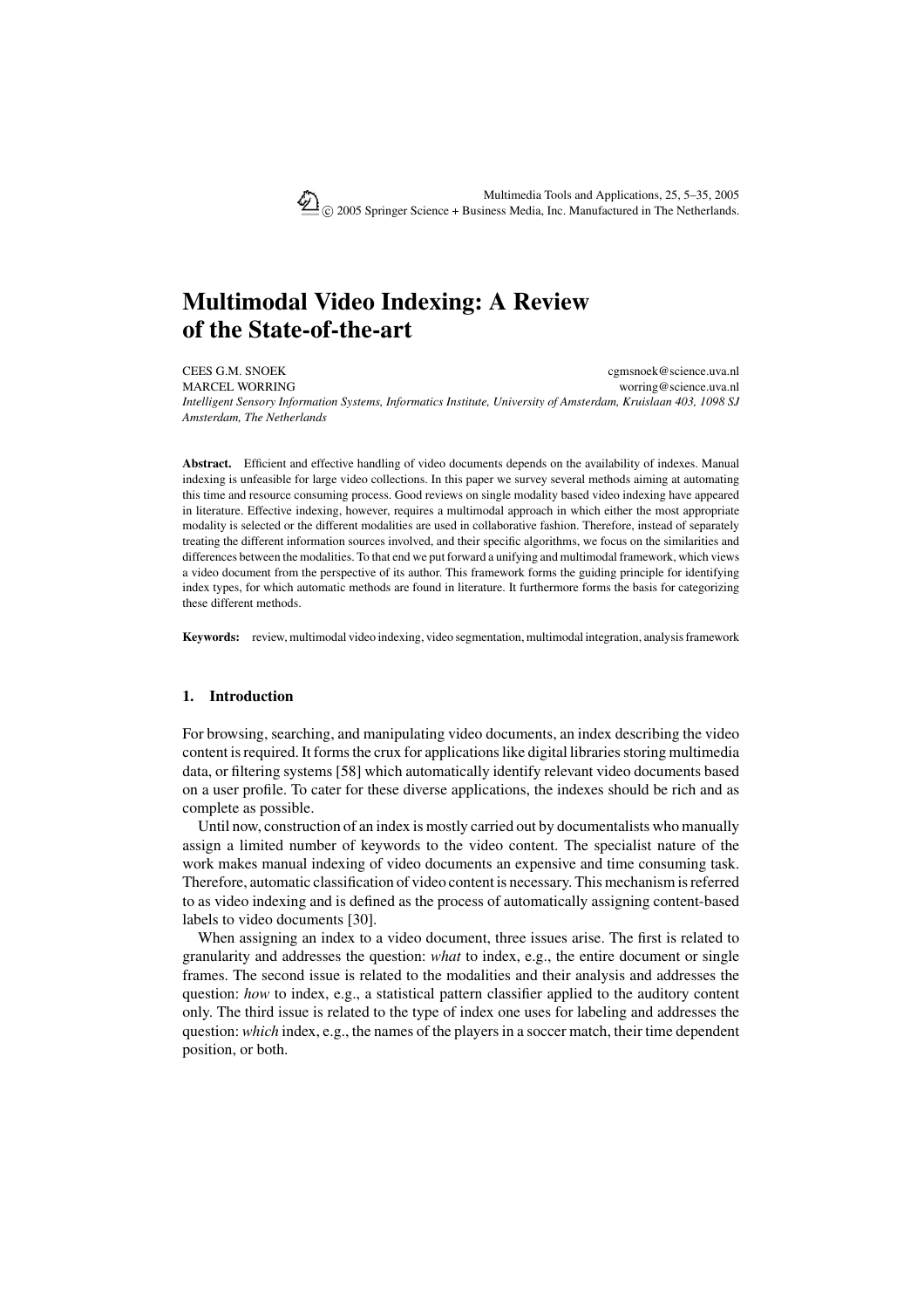# Multimodal Video Indexing: A Review of the State-of-the-art

CEES G.M. SNOEK cgmsnoek@science.uva.nl
MARCEL WORRING worring@science.uva.nl
*Intelligent Sensory Information Systems, Informatics Institute, University of Amsterdam, Kruislaan 403, 1098 SJ Amsterdam, The Netherlands*

**Abstract.** Efficient and effective handling of video documents depends on the availability of indexes. Manual indexing is unfeasible for large video collections. In this paper we survey several methods aiming at automating this time and resource consuming process. Good reviews on single modality based video indexing have appeared in literature. Effective indexing, however, requires a multimodal approach in which either the most appropriate modality is selected or the different modalities are used in collaborative fashion. Therefore, instead of separately treating the different information sources involved, and their specific algorithms, we focus on the similarities and differences between the modalities. To that end we put forward a unifying and multimodal framework, which views a video document from the perspective of its author. This framework forms the guiding principle for identifying index types, for which automatic methods are found in literature. It furthermore forms the basis for categorizing these different methods.

**Keywords:** review, multimodal video indexing, video segmentation, multimodal integration, analysis framework

## 1. Introduction

For browsing, searching, and manipulating video documents, an index describing the video content is required. It forms the crux for applications like digital libraries storing multimedia data, or filtering systems [58] which automatically identify relevant video documents based on a user profile. To cater for these diverse applications, the indexes should be rich and as complete as possible.

Until now, construction of an index is mostly carried out by documentalists who manually assign a limited number of keywords to the video content. The specialist nature of the work makes manual indexing of video documents an expensive and time consuming task. Therefore, automatic classification of video content is necessary. This mechanism is referred to as video indexing and is defined as the process of automatically assigning content-based labels to video documents [30].

When assigning an index to a video document, three issues arise. The first is related to granularity and addresses the question: *what* to index, e.g., the entire document or single frames. The second issue is related to the modalities and their analysis and addresses the question: *how* to index, e.g., a statistical pattern classifier applied to the auditory content only. The third issue is related to the type of index one uses for labeling and addresses the question: *which* index, e.g., the names of the players in a soccer match, their time dependent position, or both.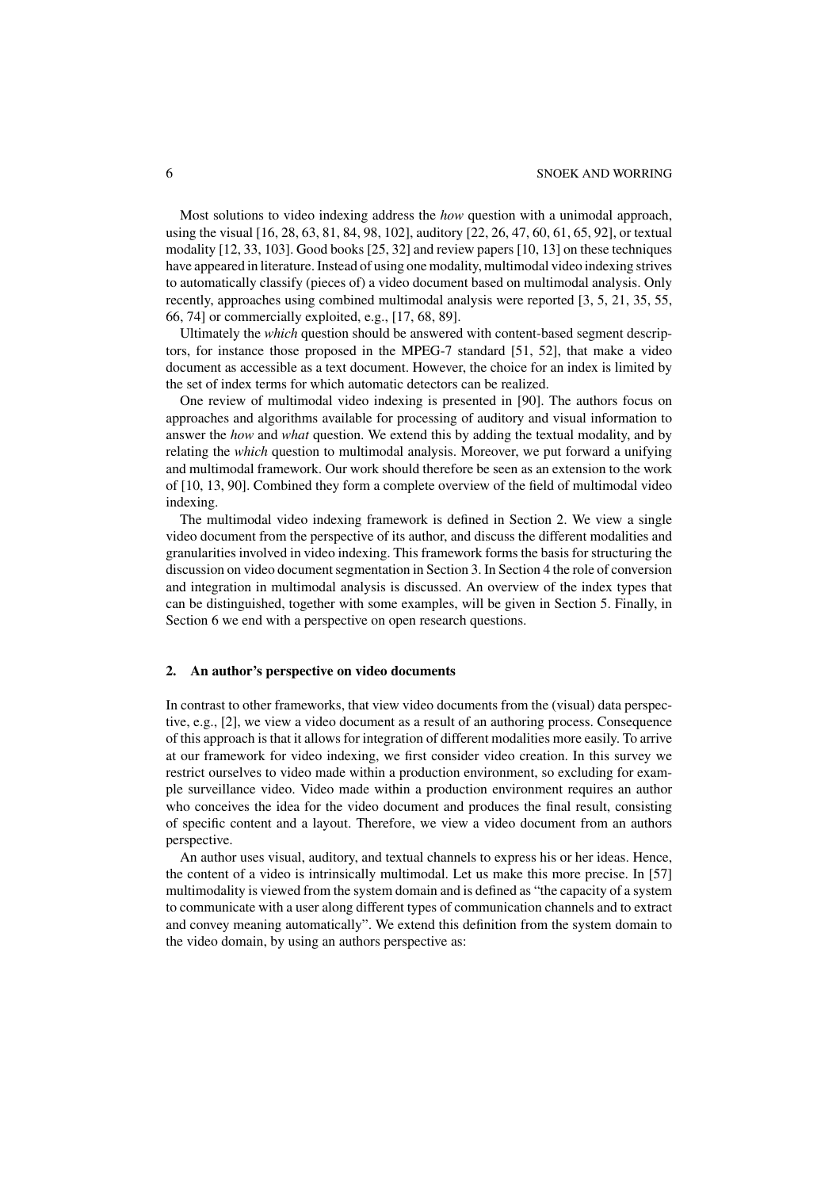Most solutions to video indexing address the *how* question with a unimodal approach, using the visual [16, 28, 63, 81, 84, 98, 102], auditory [22, 26, 47, 60, 61, 65, 92], or textual modality [12, 33, 103]. Good books [25, 32] and review papers [10, 13] on these techniques have appeared in literature. Instead of using one modality, multimodal video indexing strives to automatically classify (pieces of) a video document based on multimodal analysis. Only recently, approaches using combined multimodal analysis were reported [3, 5, 21, 35, 55, 66, 74] or commercially exploited, e.g., [17, 68, 89].

Ultimately the *which* question should be answered with content-based segment descriptors, for instance those proposed in the MPEG-7 standard [51, 52], that make a video document as accessible as a text document. However, the choice for an index is limited by the set of index terms for which automatic detectors can be realized.

One review of multimodal video indexing is presented in [90]. The authors focus on approaches and algorithms available for processing of auditory and visual information to answer the *how* and *what* question. We extend this by adding the textual modality, and by relating the *which* question to multimodal analysis. Moreover, we put forward a unifying and multimodal framework. Our work should therefore be seen as an extension to the work of [10, 13, 90]. Combined they form a complete overview of the field of multimodal video indexing.

The multimodal video indexing framework is defined in Section 2. We view a single video document from the perspective of its author, and discuss the different modalities and granularities involved in video indexing. This framework forms the basis for structuring the discussion on video document segmentation in Section 3. In Section 4 the role of conversion and integration in multimodal analysis is discussed. An overview of the index types that can be distinguished, together with some examples, will be given in Section 5. Finally, in Section 6 we end with a perspective on open research questions.

## 2. An author's perspective on video documents

In contrast to other frameworks, that view video documents from the (visual) data perspective, e.g., [2], we view a video document as a result of an authoring process. Consequence of this approach is that it allows for integration of different modalities more easily. To arrive at our framework for video indexing, we first consider video creation. In this survey we restrict ourselves to video made within a production environment, so excluding for example surveillance video. Video made within a production environment requires an author who conceives the idea for the video document and produces the final result, consisting of specific content and a layout. Therefore, we view a video document from an authors perspective.

An author uses visual, auditory, and textual channels to express his or her ideas. Hence, the content of a video is intrinsically multimodal. Let us make this more precise. In [57] multimodality is viewed from the system domain and is defined as "the capacity of a system to communicate with a user along different types of communication channels and to extract and convey meaning automatically". We extend this definition from the system domain to the video domain, by using an authors perspective as: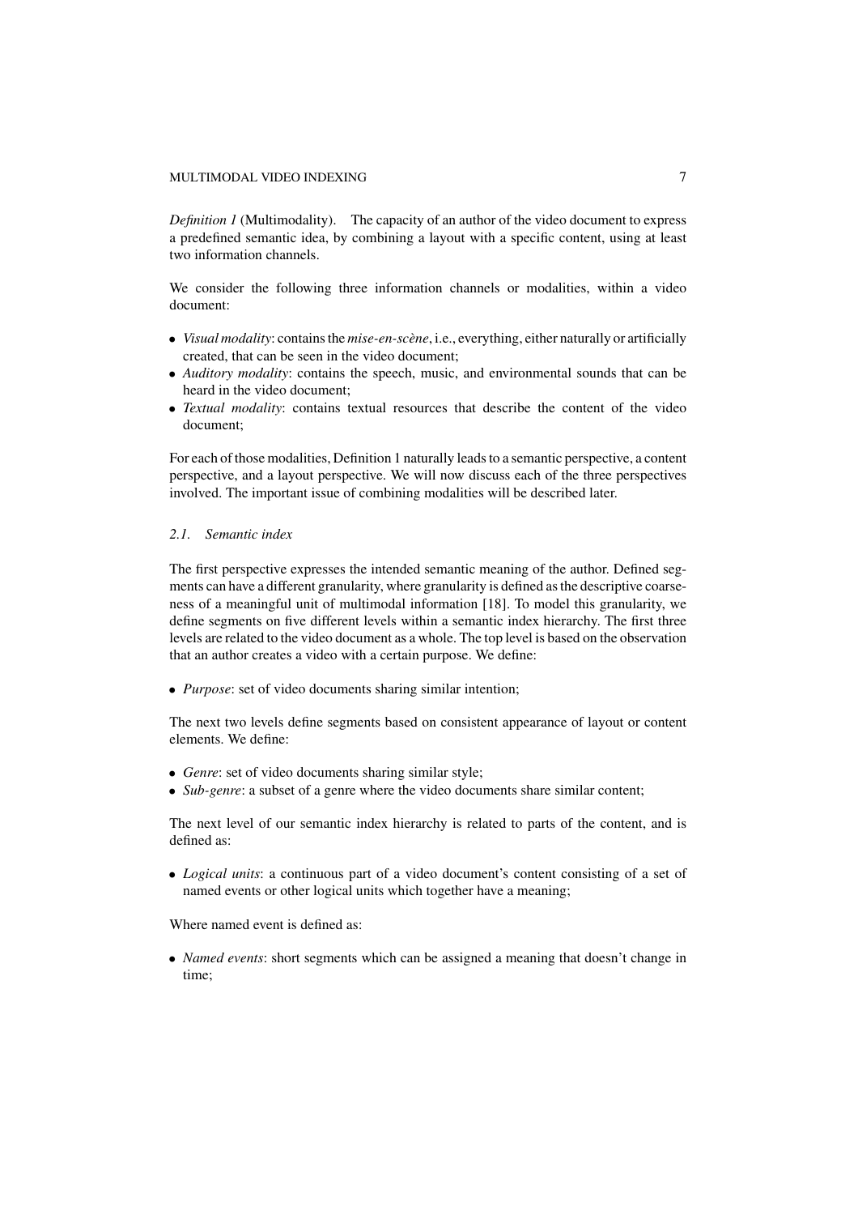*Definition 1* (Multimodality). The capacity of an author of the video document to express a predefined semantic idea, by combining a layout with a specific content, using at least two information channels.

We consider the following three information channels or modalities, within a video document:

- *Visual modality*: contains the *mise-en-scène*, i.e., everything, either naturally or artificially created, that can be seen in the video document;
- *Auditory modality*: contains the speech, music, and environmental sounds that can be heard in the video document;
- *Textual modality*: contains textual resources that describe the content of the video document;

For each of those modalities, Definition 1 naturally leads to a semantic perspective, a content perspective, and a layout perspective. We will now discuss each of the three perspectives involved. The important issue of combining modalities will be described later.

### 2.1. Semantic index

The first perspective expresses the intended semantic meaning of the author. Defined segments can have a different granularity, where granularity is defined as the descriptive coarseness of a meaningful unit of multimodal information [18]. To model this granularity, we define segments on five different levels within a semantic index hierarchy. The first three levels are related to the video document as a whole. The top level is based on the observation that an author creates a video with a certain purpose. We define:

- *Purpose*: set of video documents sharing similar intention;

The next two levels define segments based on consistent appearance of layout or content elements. We define:

- *Genre*: set of video documents sharing similar style;
- *Sub-genre*: a subset of a genre where the video documents share similar content;

The next level of our semantic index hierarchy is related to parts of the content, and is defined as:

- *Logical units*: a continuous part of a video document's content consisting of a set of named events or other logical units which together have a meaning;

Where named event is defined as:

- *Named events*: short segments which can be assigned a meaning that doesn't change in time;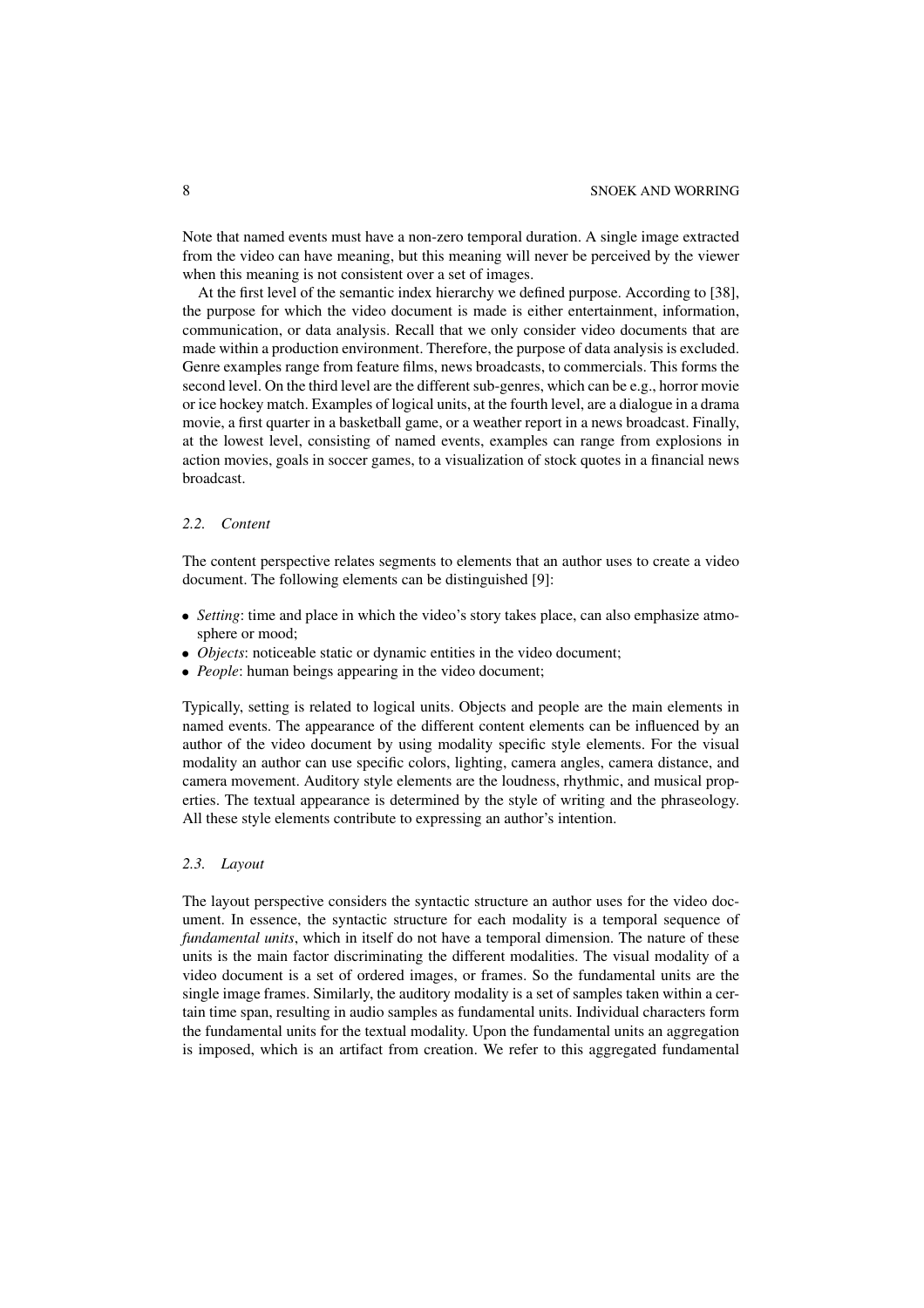Note that named events must have a non-zero temporal duration. A single image extracted from the video can have meaning, but this meaning will never be perceived by the viewer when this meaning is not consistent over a set of images.

At the first level of the semantic index hierarchy we defined purpose. According to [38], the purpose for which the video document is made is either entertainment, information, communication, or data analysis. Recall that we only consider video documents that are made within a production environment. Therefore, the purpose of data analysis is excluded. Genre examples range from feature films, news broadcasts, to commercials. This forms the second level. On the third level are the different sub-genres, which can be e.g., horror movie or ice hockey match. Examples of logical units, at the fourth level, are a dialogue in a drama movie, a first quarter in a basketball game, or a weather report in a news broadcast. Finally, at the lowest level, consisting of named events, examples can range from explosions in action movies, goals in soccer games, to a visualization of stock quotes in a financial news broadcast.

### 2.2. Content

The content perspective relates segments to elements that an author uses to create a video document. The following elements can be distinguished [9]:

- *Setting*: time and place in which the video's story takes place, can also emphasize atmosphere or mood;
- *Objects*: noticeable static or dynamic entities in the video document;
- *People*: human beings appearing in the video document;

Typically, setting is related to logical units. Objects and people are the main elements in named events. The appearance of the different content elements can be influenced by an author of the video document by using modality specific style elements. For the visual modality an author can use specific colors, lighting, camera angles, camera distance, and camera movement. Auditory style elements are the loudness, rhythmic, and musical properties. The textual appearance is determined by the style of writing and the phraseology. All these style elements contribute to expressing an author's intention.

### 2.3. Layout

The layout perspective considers the syntactic structure an author uses for the video document. In essence, the syntactic structure for each modality is a temporal sequence of *fundamental units*, which in itself do not have a temporal dimension. The nature of these units is the main factor discriminating the different modalities. The visual modality of a video document is a set of ordered images, or frames. So the fundamental units are the single image frames. Similarly, the auditory modality is a set of samples taken within a certain time span, resulting in audio samples as fundamental units. Individual characters form the fundamental units for the textual modality. Upon the fundamental units an aggregation is imposed, which is an artifact from creation. We refer to this aggregated fundamental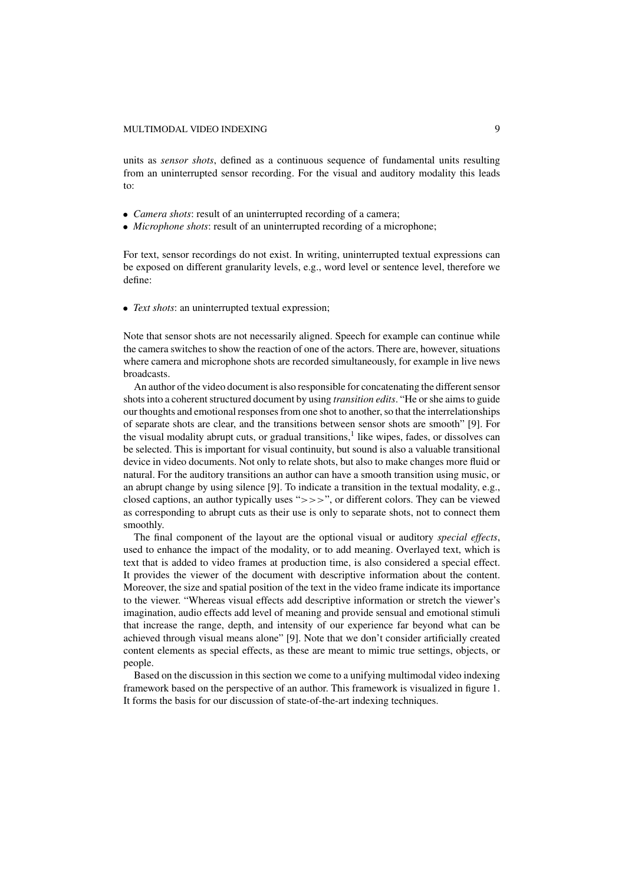units as *sensor shots*, defined as a continuous sequence of fundamental units resulting from an uninterrupted sensor recording. For the visual and auditory modality this leads to:

- *Camera shots*: result of an uninterrupted recording of a camera;
- *Microphone shots*: result of an uninterrupted recording of a microphone;

For text, sensor recordings do not exist. In writing, uninterrupted textual expressions can be exposed on different granularity levels, e.g., word level or sentence level, therefore we define:

- *Text shots*: an uninterrupted textual expression;

Note that sensor shots are not necessarily aligned. Speech for example can continue while the camera switches to show the reaction of one of the actors. There are, however, situations where camera and microphone shots are recorded simultaneously, for example in live news broadcasts.

An author of the video document is also responsible for concatenating the different sensor shots into a coherent structured document by using *transition edits*. "He or she aims to guide our thoughts and emotional responses from one shot to another, so that the interrelationships of separate shots are clear, and the transitions between sensor shots are smooth" [9]. For the visual modality abrupt cuts, or gradual transitions,[1] like wipes, fades, or dissolves can be selected. This is important for visual continuity, but sound is also a valuable transitional device in video documents. Not only to relate shots, but also to make changes more fluid or natural. For the auditory transitions an author can have a smooth transition using music, or an abrupt change by using silence [9]. To indicate a transition in the textual modality, e.g., closed captions, an author typically uses ">>>", or different colors. They can be viewed as corresponding to abrupt cuts as their use is only to separate shots, not to connect them smoothly.

The final component of the layout are the optional visual or auditory *special effects*, used to enhance the impact of the modality, or to add meaning. Overlayed text, which is text that is added to video frames at production time, is also considered a special effect. It provides the viewer of the document with descriptive information about the content. Moreover, the size and spatial position of the text in the video frame indicate its importance to the viewer. "Whereas visual effects add descriptive information or stretch the viewer's imagination, audio effects add level of meaning and provide sensual and emotional stimuli that increase the range, depth, and intensity of our experience far beyond what can be achieved through visual means alone" [9]. Note that we don't consider artificially created content elements as special effects, as these are meant to mimic true settings, objects, or people.

Based on the discussion in this section we come to a unifying multimodal video indexing framework based on the perspective of an author. This framework is visualized in figure 1. It forms the basis for our discussion of state-of-the-art indexing techniques.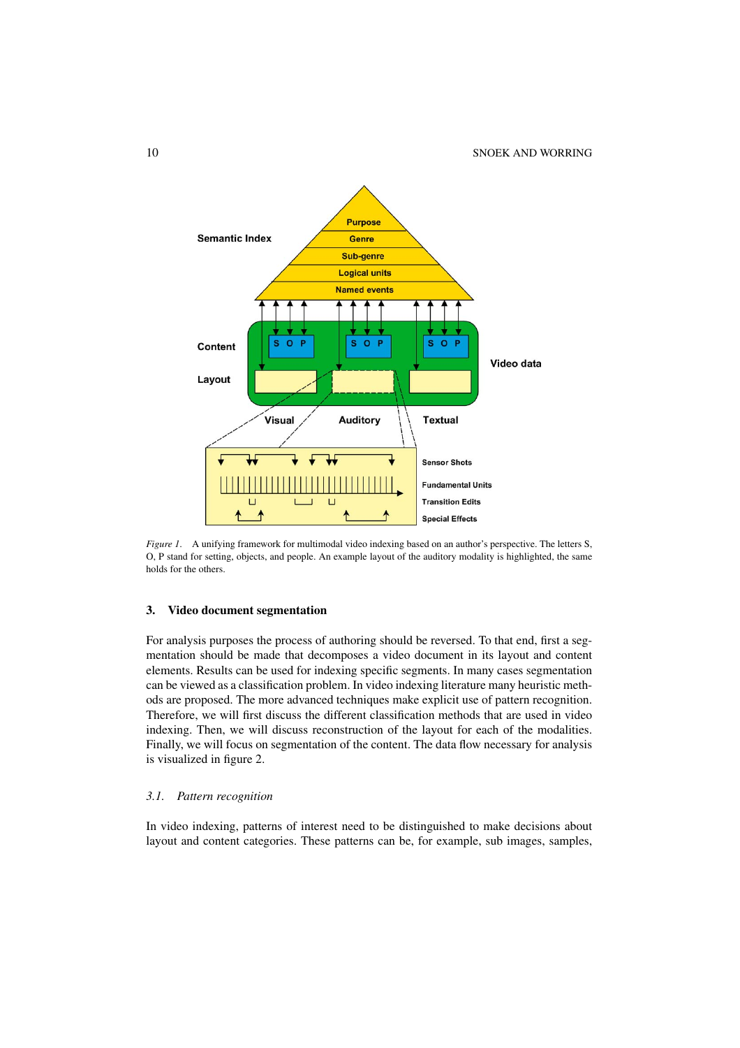*Figure 1*. A unifying framework for multimodal video indexing based on an author's perspective. The letters S, O, P stand for setting, objects, and people. An example layout of the auditory modality is highlighted, the same holds for the others.

## 3. Video document segmentation

For analysis purposes the process of authoring should be reversed. To that end, first a segmentation should be made that decomposes a video document in its layout and content elements. Results can be used for indexing specific segments. In many cases segmentation can be viewed as a classification problem. In video indexing literature many heuristic methods are proposed. The more advanced techniques make explicit use of pattern recognition. Therefore, we will first discuss the different classification methods that are used in video indexing. Then, we will discuss reconstruction of the layout for each of the modalities. Finally, we will focus on segmentation of the content. The data flow necessary for analysis is visualized in figure 2.

### *3.1. Pattern recognition*

In video indexing, patterns of interest need to be distinguished to make decisions about layout and content categories. These patterns can be, for example, sub images, samples,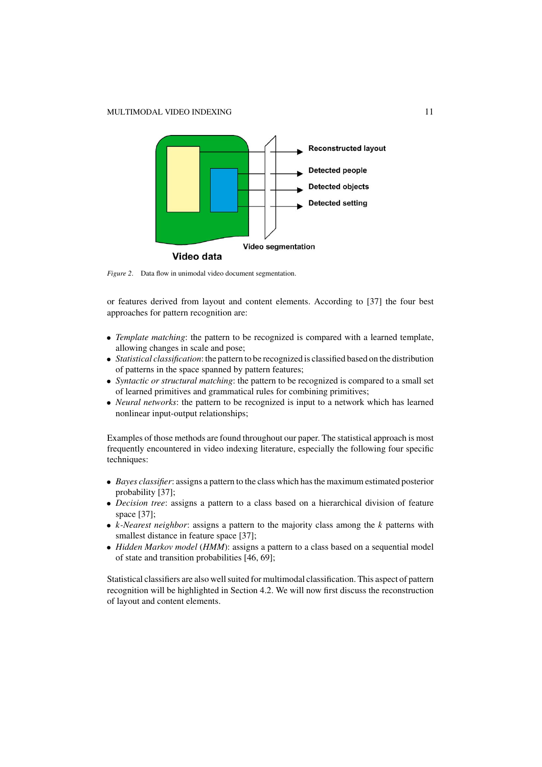*Figure 2*. Data flow in unimodal video document segmentation.

or features derived from layout and content elements. According to [37] the four best approaches for pattern recognition are:

- *Template matching*: the pattern to be recognized is compared with a learned template, allowing changes in scale and pose;
- *Statistical classification*: the pattern to be recognized is classified based on the distribution of patterns in the space spanned by pattern features;
- *Syntactic or structural matching*: the pattern to be recognized is compared to a small set of learned primitives and grammatical rules for combining primitives;
- *Neural networks*: the pattern to be recognized is input to a network which has learned nonlinear input-output relationships;

Examples of those methods are found throughout our paper. The statistical approach is most frequently encountered in video indexing literature, especially the following four specific techniques:

- *Bayes classifier*: assigns a pattern to the class which has the maximum estimated posterior probability [37];
- *Decision tree*: assigns a pattern to a class based on a hierarchical division of feature space [37];
- *k-Nearest neighbor*: assigns a pattern to the majority class among the $k$ patterns with smallest distance in feature space [37];
- *Hidden Markov model* (*HMM*): assigns a pattern to a class based on a sequential model of state and transition probabilities [46, 69];

Statistical classifiers are also well suited for multimodal classification. This aspect of pattern recognition will be highlighted in Section 4.2. We will now first discuss the reconstruction of layout and content elements.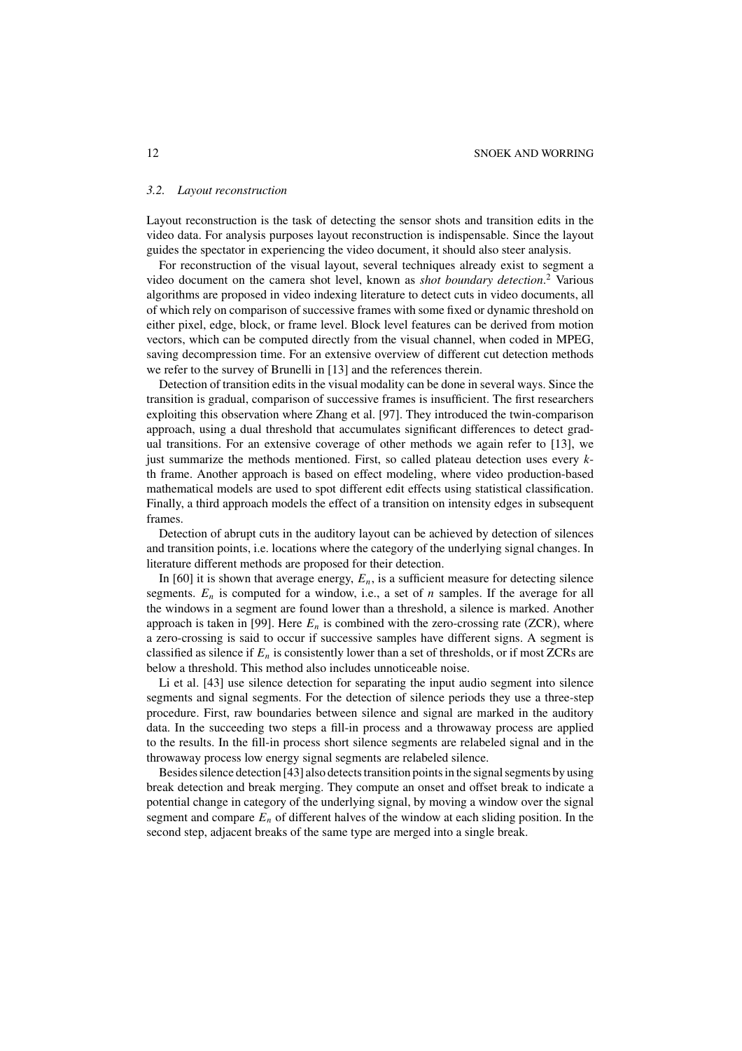### 3.2. Layout reconstruction

Layout reconstruction is the task of detecting the sensor shots and transition edits in the video data. For analysis purposes layout reconstruction is indispensable. Since the layout guides the spectator in experiencing the video document, it should also steer analysis.

For reconstruction of the visual layout, several techniques already exist to segment a video document on the camera shot level, known as *shot boundary detection*.[2] Various algorithms are proposed in video indexing literature to detect cuts in video documents, all of which rely on comparison of successive frames with some fixed or dynamic threshold on either pixel, edge, block, or frame level. Block level features can be derived from motion vectors, which can be computed directly from the visual channel, when coded in MPEG, saving decompression time. For an extensive overview of different cut detection methods we refer to the survey of Brunelli in [13] and the references therein.

Detection of transition edits in the visual modality can be done in several ways. Since the transition is gradual, comparison of successive frames is insufficient. The first researchers exploiting this observation where Zhang et al. [97]. They introduced the twin-comparison approach, using a dual threshold that accumulates significant differences to detect gradual transitions. For an extensive coverage of other methods we again refer to [13], we just summarize the methods mentioned. First, so called plateau detection uses every $k$-th frame. Another approach is based on effect modeling, where video production-based mathematical models are used to spot different edit effects using statistical classification. Finally, a third approach models the effect of a transition on intensity edges in subsequent frames.

Detection of abrupt cuts in the auditory layout can be achieved by detection of silences and transition points, i.e. locations where the category of the underlying signal changes. In literature different methods are proposed for their detection.

In [60] it is shown that average energy, $E_n$, is a sufficient measure for detecting silence segments. $E_n$ is computed for a window, i.e., a set of $n$ samples. If the average for all the windows in a segment are found lower than a threshold, a silence is marked. Another approach is taken in [99]. Here $E_n$ is combined with the zero-crossing rate (ZCR), where a zero-crossing is said to occur if successive samples have different signs. A segment is classified as silence if $E_n$ is consistently lower than a set of thresholds, or if most ZCRs are below a threshold. This method also includes unnoticeable noise.

Li et al. [43] use silence detection for separating the input audio segment into silence segments and signal segments. For the detection of silence periods they use a three-step procedure. First, raw boundaries between silence and signal are marked in the auditory data. In the succeeding two steps a fill-in process and a throwaway process are applied to the results. In the fill-in process short silence segments are relabeled signal and in the throwaway process low energy signal segments are relabeled silence.

Besides silence detection [43] also detects transition points in the signal segments by using break detection and break merging. They compute an onset and offset break to indicate a potential change in category of the underlying signal, by moving a window over the signal segment and compare $E_n$ of different halves of the window at each sliding position. In the second step, adjacent breaks of the same type are merged into a single break.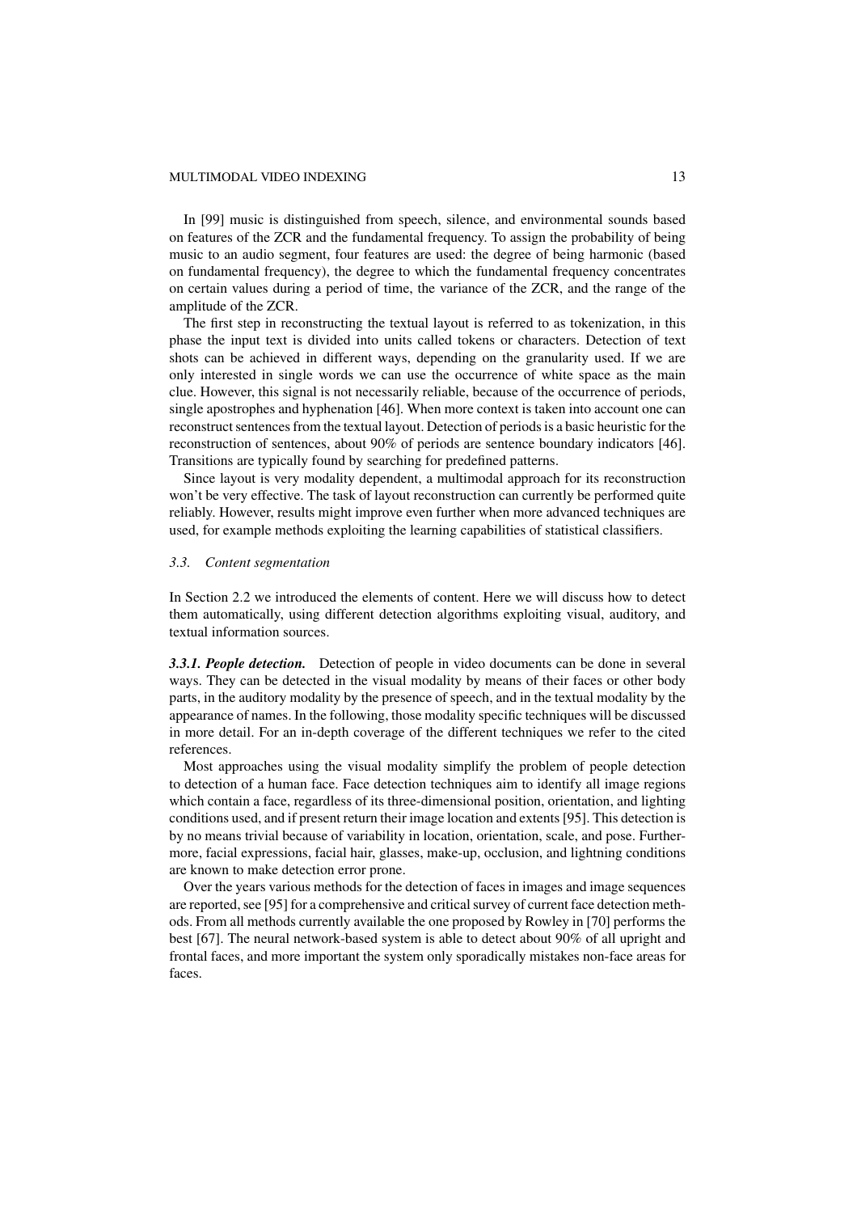In [99] music is distinguished from speech, silence, and environmental sounds based on features of the ZCR and the fundamental frequency. To assign the probability of being music to an audio segment, four features are used: the degree of being harmonic (based on fundamental frequency), the degree to which the fundamental frequency concentrates on certain values during a period of time, the variance of the ZCR, and the range of the amplitude of the ZCR.

The first step in reconstructing the textual layout is referred to as tokenization, in this phase the input text is divided into units called tokens or characters. Detection of text shots can be achieved in different ways, depending on the granularity used. If we are only interested in single words we can use the occurrence of white space as the main clue. However, this signal is not necessarily reliable, because of the occurrence of periods, single apostrophes and hyphenation [46]. When more context is taken into account one can reconstruct sentences from the textual layout. Detection of periods is a basic heuristic for the reconstruction of sentences, about 90% of periods are sentence boundary indicators [46]. Transitions are typically found by searching for predefined patterns.

Since layout is very modality dependent, a multimodal approach for its reconstruction won't be very effective. The task of layout reconstruction can currently be performed quite reliably. However, results might improve even further when more advanced techniques are used, for example methods exploiting the learning capabilities of statistical classifiers.

### *3.3. Content segmentation*

In Section 2.2 we introduced the elements of content. Here we will discuss how to detect them automatically, using different detection algorithms exploiting visual, auditory, and textual information sources.

***3.3.1. People detection.*** Detection of people in video documents can be done in several ways. They can be detected in the visual modality by means of their faces or other body parts, in the auditory modality by the presence of speech, and in the textual modality by the appearance of names. In the following, those modality specific techniques will be discussed in more detail. For an in-depth coverage of the different techniques we refer to the cited references.

Most approaches using the visual modality simplify the problem of people detection to detection of a human face. Face detection techniques aim to identify all image regions which contain a face, regardless of its three-dimensional position, orientation, and lighting conditions used, and if present return their image location and extents [95]. This detection is by no means trivial because of variability in location, orientation, scale, and pose. Furthermore, facial expressions, facial hair, glasses, make-up, occlusion, and lightning conditions are known to make detection error prone.

Over the years various methods for the detection of faces in images and image sequences are reported, see [95] for a comprehensive and critical survey of current face detection methods. From all methods currently available the one proposed by Rowley in [70] performs the best [67]. The neural network-based system is able to detect about 90% of all upright and frontal faces, and more important the system only sporadically mistakes non-face areas for faces.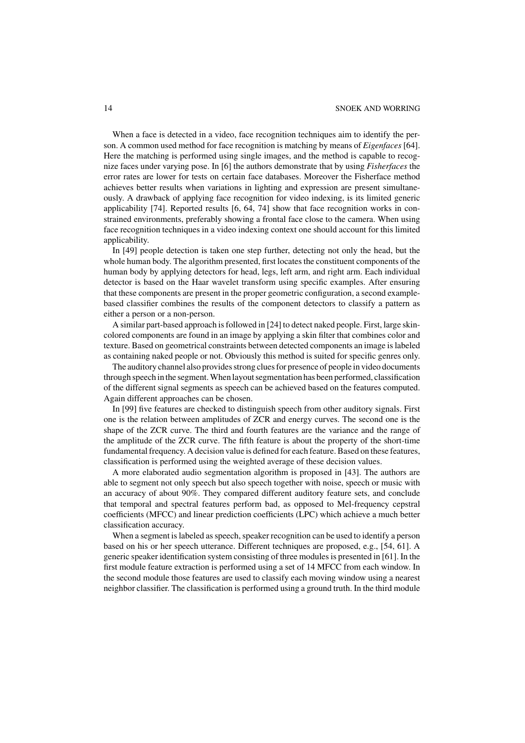When a face is detected in a video, face recognition techniques aim to identify the person. A common used method for face recognition is matching by means of *Eigenfaces* [64]. Here the matching is performed using single images, and the method is capable to recognize faces under varying pose. In [6] the authors demonstrate that by using *Fisherfaces* the error rates are lower for tests on certain face databases. Moreover the Fisherface method achieves better results when variations in lighting and expression are present simultaneously. A drawback of applying face recognition for video indexing, is its limited generic applicability [74]. Reported results [6, 64, 74] show that face recognition works in constrained environments, preferably showing a frontal face close to the camera. When using face recognition techniques in a video indexing context one should account for this limited applicability.

In [49] people detection is taken one step further, detecting not only the head, but the whole human body. The algorithm presented, first locates the constituent components of the human body by applying detectors for head, legs, left arm, and right arm. Each individual detector is based on the Haar wavelet transform using specific examples. After ensuring that these components are present in the proper geometric configuration, a second example-based classifier combines the results of the component detectors to classify a pattern as either a person or a non-person.

A similar part-based approach is followed in [24] to detect naked people. First, large skin-colored components are found in an image by applying a skin filter that combines color and texture. Based on geometrical constraints between detected components an image is labeled as containing naked people or not. Obviously this method is suited for specific genres only.

The auditory channel also provides strong clues for presence of people in video documents through speech in the segment. When layout segmentation has been performed, classification of the different signal segments as speech can be achieved based on the features computed. Again different approaches can be chosen.

In [99] five features are checked to distinguish speech from other auditory signals. First one is the relation between amplitudes of ZCR and energy curves. The second one is the shape of the ZCR curve. The third and fourth features are the variance and the range of the amplitude of the ZCR curve. The fifth feature is about the property of the short-time fundamental frequency. A decision value is defined for each feature. Based on these features, classification is performed using the weighted average of these decision values.

A more elaborated audio segmentation algorithm is proposed in [43]. The authors are able to segment not only speech but also speech together with noise, speech or music with an accuracy of about 90%. They compared different auditory feature sets, and conclude that temporal and spectral features perform bad, as opposed to Mel-frequency cepstral coefficients (MFCC) and linear prediction coefficients (LPC) which achieve a much better classification accuracy.

When a segment is labeled as speech, speaker recognition can be used to identify a person based on his or her speech utterance. Different techniques are proposed, e.g., [54, 61]. A generic speaker identification system consisting of three modules is presented in [61]. In the first module feature extraction is performed using a set of 14 MFCC from each window. In the second module those features are used to classify each moving window using a nearest neighbor classifier. The classification is performed using a ground truth. In the third module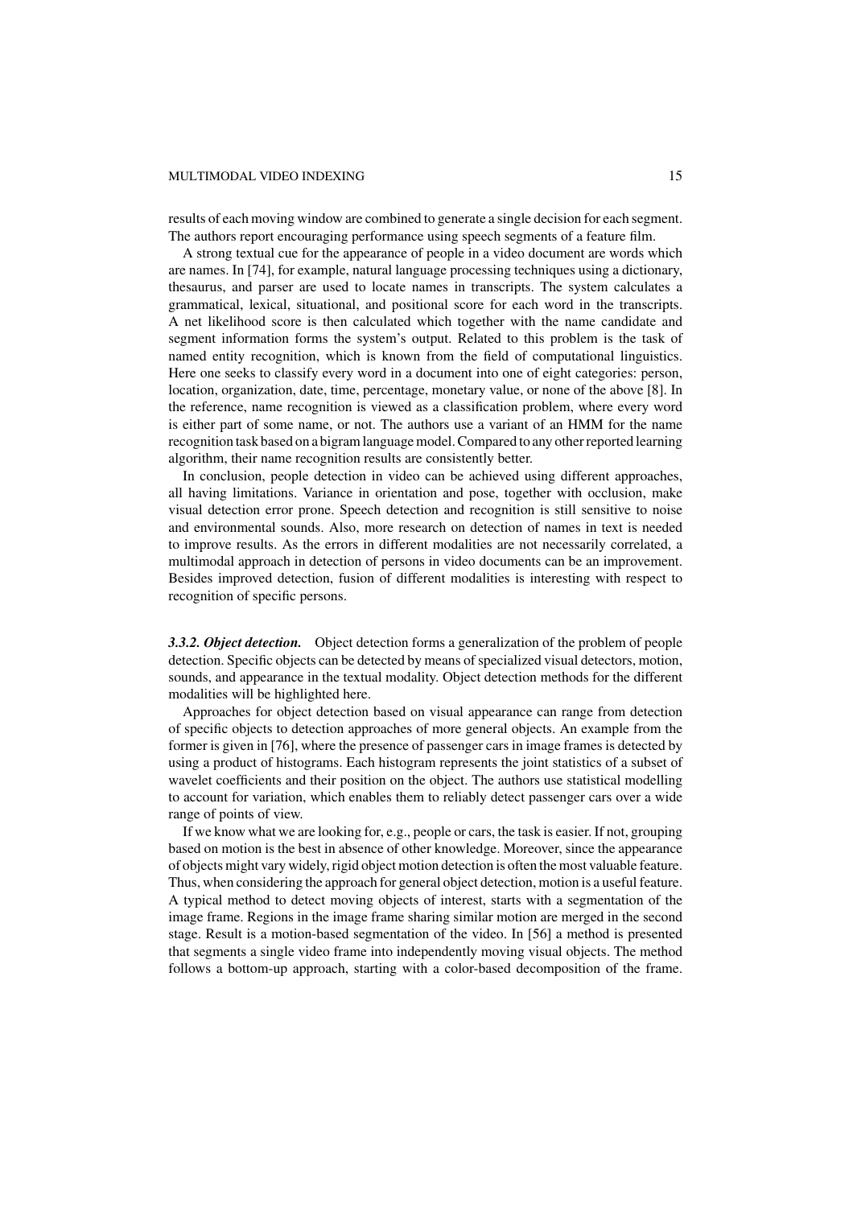results of each moving window are combined to generate a single decision for each segment. The authors report encouraging performance using speech segments of a feature film.

A strong textual cue for the appearance of people in a video document are words which are names. In [74], for example, natural language processing techniques using a dictionary, thesaurus, and parser are used to locate names in transcripts. The system calculates a grammatical, lexical, situational, and positional score for each word in the transcripts. A net likelihood score is then calculated which together with the name candidate and segment information forms the system's output. Related to this problem is the task of named entity recognition, which is known from the field of computational linguistics. Here one seeks to classify every word in a document into one of eight categories: person, location, organization, date, time, percentage, monetary value, or none of the above [8]. In the reference, name recognition is viewed as a classification problem, where every word is either part of some name, or not. The authors use a variant of an HMM for the name recognition task based on a bigram language model. Compared to any other reported learning algorithm, their name recognition results are consistently better.

In conclusion, people detection in video can be achieved using different approaches, all having limitations. Variance in orientation and pose, together with occlusion, make visual detection error prone. Speech detection and recognition is still sensitive to noise and environmental sounds. Also, more research on detection of names in text is needed to improve results. As the errors in different modalities are not necessarily correlated, a multimodal approach in detection of persons in video documents can be an improvement. Besides improved detection, fusion of different modalities is interesting with respect to recognition of specific persons.

***3.3.2. Object detection.*** Object detection forms a generalization of the problem of people detection. Specific objects can be detected by means of specialized visual detectors, motion, sounds, and appearance in the textual modality. Object detection methods for the different modalities will be highlighted here.

Approaches for object detection based on visual appearance can range from detection of specific objects to detection approaches of more general objects. An example from the former is given in [76], where the presence of passenger cars in image frames is detected by using a product of histograms. Each histogram represents the joint statistics of a subset of wavelet coefficients and their position on the object. The authors use statistical modelling to account for variation, which enables them to reliably detect passenger cars over a wide range of points of view.

If we know what we are looking for, e.g., people or cars, the task is easier. If not, grouping based on motion is the best in absence of other knowledge. Moreover, since the appearance of objects might vary widely, rigid object motion detection is often the most valuable feature. Thus, when considering the approach for general object detection, motion is a useful feature. A typical method to detect moving objects of interest, starts with a segmentation of the image frame. Regions in the image frame sharing similar motion are merged in the second stage. Result is a motion-based segmentation of the video. In [56] a method is presented that segments a single video frame into independently moving visual objects. The method follows a bottom-up approach, starting with a color-based decomposition of the frame.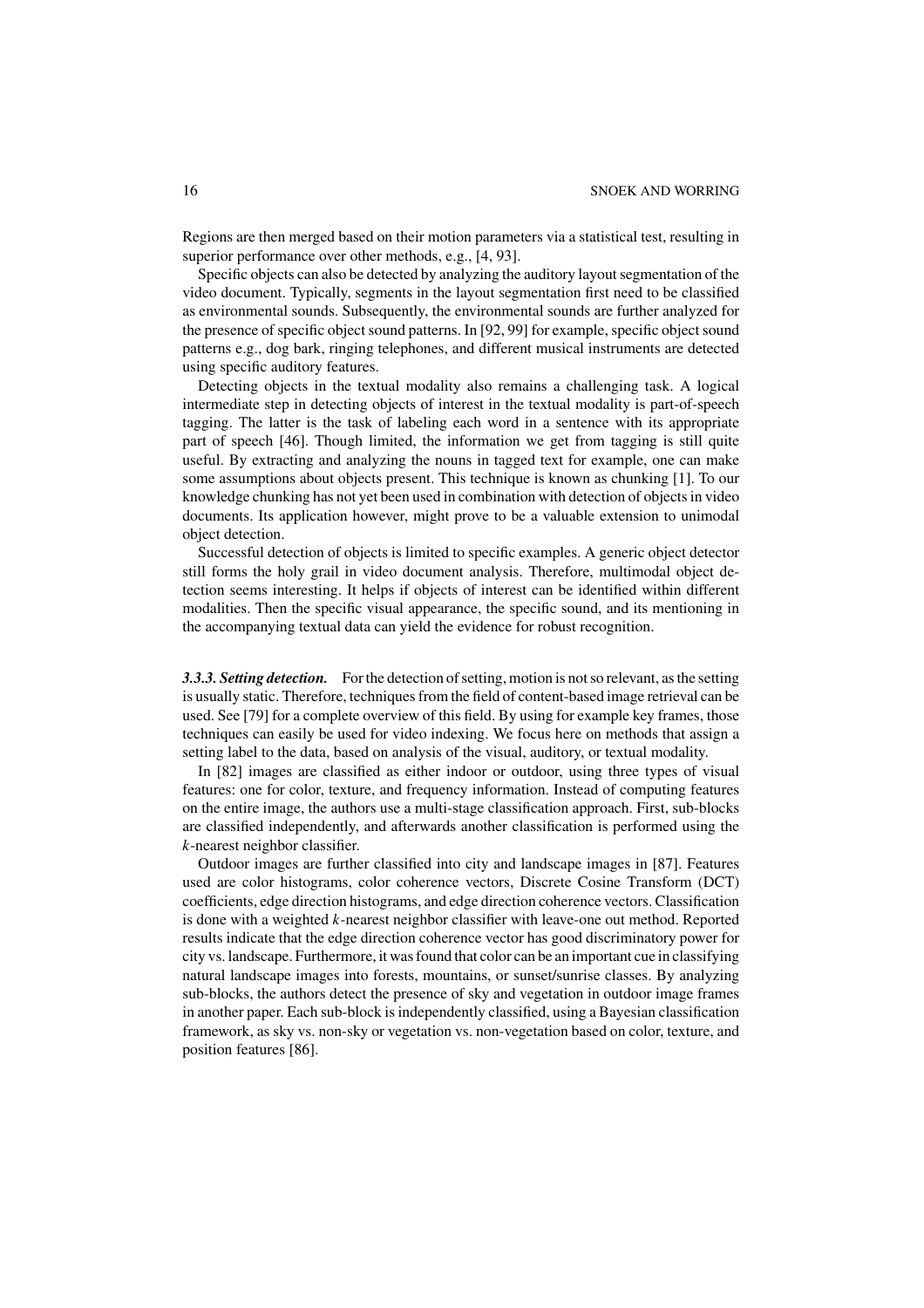Regions are then merged based on their motion parameters via a statistical test, resulting in superior performance over other methods, e.g., [4, 93].

Specific objects can also be detected by analyzing the auditory layout segmentation of the video document. Typically, segments in the layout segmentation first need to be classified as environmental sounds. Subsequently, the environmental sounds are further analyzed for the presence of specific object sound patterns. In [92, 99] for example, specific object sound patterns e.g., dog bark, ringing telephones, and different musical instruments are detected using specific auditory features.

Detecting objects in the textual modality also remains a challenging task. A logical intermediate step in detecting objects of interest in the textual modality is part-of-speech tagging. The latter is the task of labeling each word in a sentence with its appropriate part of speech [46]. Though limited, the information we get from tagging is still quite useful. By extracting and analyzing the nouns in tagged text for example, one can make some assumptions about objects present. This technique is known as chunking [1]. To our knowledge chunking has not yet been used in combination with detection of objects in video documents. Its application however, might prove to be a valuable extension to unimodal object detection.

Successful detection of objects is limited to specific examples. A generic object detector still forms the holy grail in video document analysis. Therefore, multimodal object detection seems interesting. It helps if objects of interest can be identified within different modalities. Then the specific visual appearance, the specific sound, and its mentioning in the accompanying textual data can yield the evidence for robust recognition.

***3.3.3. Setting detection.*** For the detection of setting, motion is not so relevant, as the setting is usually static. Therefore, techniques from the field of content-based image retrieval can be used. See [79] for a complete overview of this field. By using for example key frames, those techniques can easily be used for video indexing. We focus here on methods that assign a setting label to the data, based on analysis of the visual, auditory, or textual modality.

In [82] images are classified as either indoor or outdoor, using three types of visual features: one for color, texture, and frequency information. Instead of computing features on the entire image, the authors use a multi-stage classification approach. First, sub-blocks are classified independently, and afterwards another classification is performed using the $k$-nearest neighbor classifier.

Outdoor images are further classified into city and landscape images in [87]. Features used are color histograms, color coherence vectors, Discrete Cosine Transform (DCT) coefficients, edge direction histograms, and edge direction coherence vectors. Classification is done with a weighted $k$-nearest neighbor classifier with leave-one out method. Reported results indicate that the edge direction coherence vector has good discriminatory power for city vs. landscape. Furthermore, it was found that color can be an important cue in classifying natural landscape images into forests, mountains, or sunset/sunrise classes. By analyzing sub-blocks, the authors detect the presence of sky and vegetation in outdoor image frames in another paper. Each sub-block is independently classified, using a Bayesian classification framework, as sky vs. non-sky or vegetation vs. non-vegetation based on color, texture, and position features [86].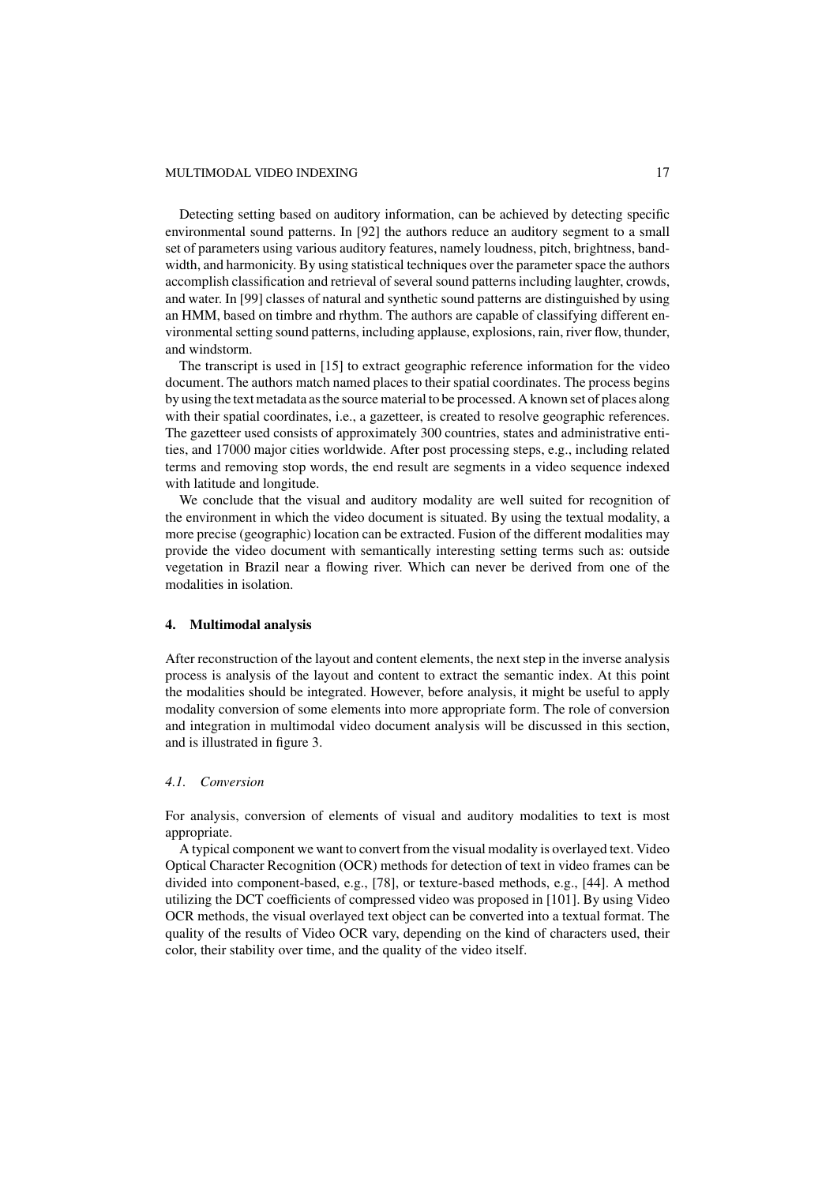Detecting setting based on auditory information, can be achieved by detecting specific environmental sound patterns. In [92] the authors reduce an auditory segment to a small set of parameters using various auditory features, namely loudness, pitch, brightness, bandwidth, and harmonicity. By using statistical techniques over the parameter space the authors accomplish classification and retrieval of several sound patterns including laughter, crowds, and water. In [99] classes of natural and synthetic sound patterns are distinguished by using an HMM, based on timbre and rhythm. The authors are capable of classifying different environmental setting sound patterns, including applause, explosions, rain, river flow, thunder, and windstorm.

The transcript is used in [15] to extract geographic reference information for the video document. The authors match named places to their spatial coordinates. The process begins by using the text metadata as the source material to be processed. A known set of places along with their spatial coordinates, i.e., a gazetteer, is created to resolve geographic references. The gazetteer used consists of approximately 300 countries, states and administrative entities, and 17000 major cities worldwide. After post processing steps, e.g., including related terms and removing stop words, the end result are segments in a video sequence indexed with latitude and longitude.

We conclude that the visual and auditory modality are well suited for recognition of the environment in which the video document is situated. By using the textual modality, a more precise (geographic) location can be extracted. Fusion of the different modalities may provide the video document with semantically interesting setting terms such as: outside vegetation in Brazil near a flowing river. Which can never be derived from one of the modalities in isolation.

## 4. Multimodal analysis

After reconstruction of the layout and content elements, the next step in the inverse analysis process is analysis of the layout and content to extract the semantic index. At this point the modalities should be integrated. However, before analysis, it might be useful to apply modality conversion of some elements into more appropriate form. The role of conversion and integration in multimodal video document analysis will be discussed in this section, and is illustrated in figure 3.

### *4.1. Conversion*

For analysis, conversion of elements of visual and auditory modalities to text is most appropriate.

A typical component we want to convert from the visual modality is overlayed text. Video Optical Character Recognition (OCR) methods for detection of text in video frames can be divided into component-based, e.g., [78], or texture-based methods, e.g., [44]. A method utilizing the DCT coefficients of compressed video was proposed in [101]. By using Video OCR methods, the visual overlayed text object can be converted into a textual format. The quality of the results of Video OCR vary, depending on the kind of characters used, their color, their stability over time, and the quality of the video itself.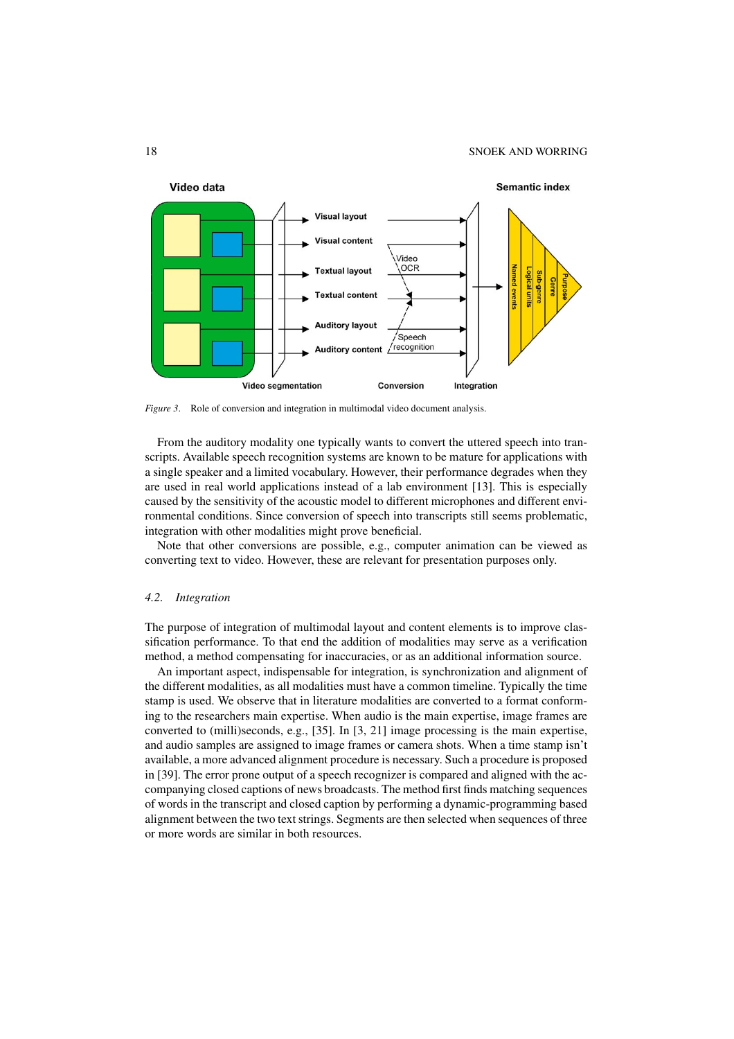*Figure 3*. Role of conversion and integration in multimodal video document analysis.

From the auditory modality one typically wants to convert the uttered speech into transcripts. Available speech recognition systems are known to be mature for applications with a single speaker and a limited vocabulary. However, their performance degrades when they are used in real world applications instead of a lab environment [13]. This is especially caused by the sensitivity of the acoustic model to different microphones and different environmental conditions. Since conversion of speech into transcripts still seems problematic, integration with other modalities might prove beneficial.

Note that other conversions are possible, e.g., computer animation can be viewed as converting text to video. However, these are relevant for presentation purposes only.

### *4.2. Integration*

The purpose of integration of multimodal layout and content elements is to improve classification performance. To that end the addition of modalities may serve as a verification method, a method compensating for inaccuracies, or as an additional information source.

An important aspect, indispensable for integration, is synchronization and alignment of the different modalities, as all modalities must have a common timeline. Typically the time stamp is used. We observe that in literature modalities are converted to a format conforming to the researchers main expertise. When audio is the main expertise, image frames are converted to (milli)seconds, e.g., [35]. In [3, 21] image processing is the main expertise, and audio samples are assigned to image frames or camera shots. When a time stamp isn't available, a more advanced alignment procedure is necessary. Such a procedure is proposed in [39]. The error prone output of a speech recognizer is compared and aligned with the accompanying closed captions of news broadcasts. The method first finds matching sequences of words in the transcript and closed caption by performing a dynamic-programming based alignment between the two text strings. Segments are then selected when sequences of three or more words are similar in both resources.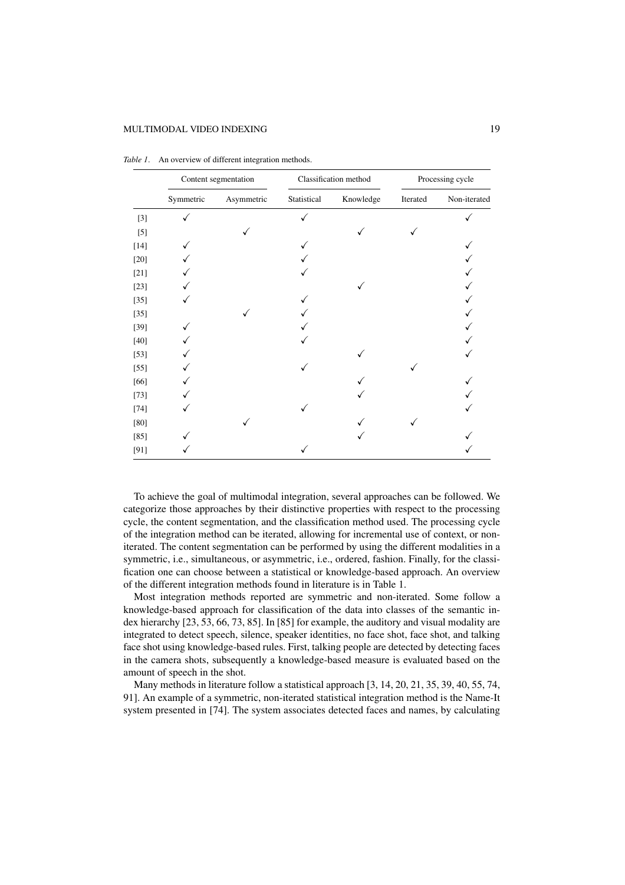*Table 1*. An overview of different integration methods.

| | Content segmentation | | Classification method | | Processing cycle | |
|---|---|---|---|---|---|---|
| | Symmetric | Asymmetric | Statistical | Knowledge | Iterated | Non-iterated |
| [3] | ✓ | | ✓ | | | ✓ |
| [5] | | ✓ | | ✓ | ✓ | |
| [14] | ✓ | | ✓ | | | ✓ |
| [20] | ✓ | | ✓ | | | ✓ |
| [21] | ✓ | | ✓ | | | ✓ |
| [23] | ✓ | | | ✓ | | ✓ |
| [35] | ✓ | | ✓ | | | ✓ |
| [35] | | ✓ | ✓ | | | ✓ |
| [39] | ✓ | | ✓ | | | ✓ |
| [40] | ✓ | | ✓ | | | ✓ |
| [53] | ✓ | | | ✓ | | ✓ |
| [55] | ✓ | | ✓ | | ✓ | |
| [66] | ✓ | | | ✓ | | ✓ |
| [73] | ✓ | | | ✓ | | ✓ |
| [74] | ✓ | | ✓ | | | ✓ |
| [80] | | ✓ | | ✓ | ✓ | |
| [85] | ✓ | | | ✓ | | ✓ |
| [91] | ✓ | | ✓ | | | ✓ |

To achieve the goal of multimodal integration, several approaches can be followed. We categorize those approaches by their distinctive properties with respect to the processing cycle, the content segmentation, and the classification method used. The processing cycle of the integration method can be iterated, allowing for incremental use of context, or non-iterated. The content segmentation can be performed by using the different modalities in a symmetric, i.e., simultaneous, or asymmetric, i.e., ordered, fashion. Finally, for the classification one can choose between a statistical or knowledge-based approach. An overview of the different integration methods found in literature is in Table 1.

Most integration methods reported are symmetric and non-iterated. Some follow a knowledge-based approach for classification of the data into classes of the semantic index hierarchy [23, 53, 66, 73, 85]. In [85] for example, the auditory and visual modality are integrated to detect speech, silence, speaker identities, no face shot, face shot, and talking face shot using knowledge-based rules. First, talking people are detected by detecting faces in the camera shots, subsequently a knowledge-based measure is evaluated based on the amount of speech in the shot.

Many methods in literature follow a statistical approach [3, 14, 20, 21, 35, 39, 40, 55, 74, 91]. An example of a symmetric, non-iterated statistical integration method is the Name-It system presented in [74]. The system associates detected faces and names, by calculating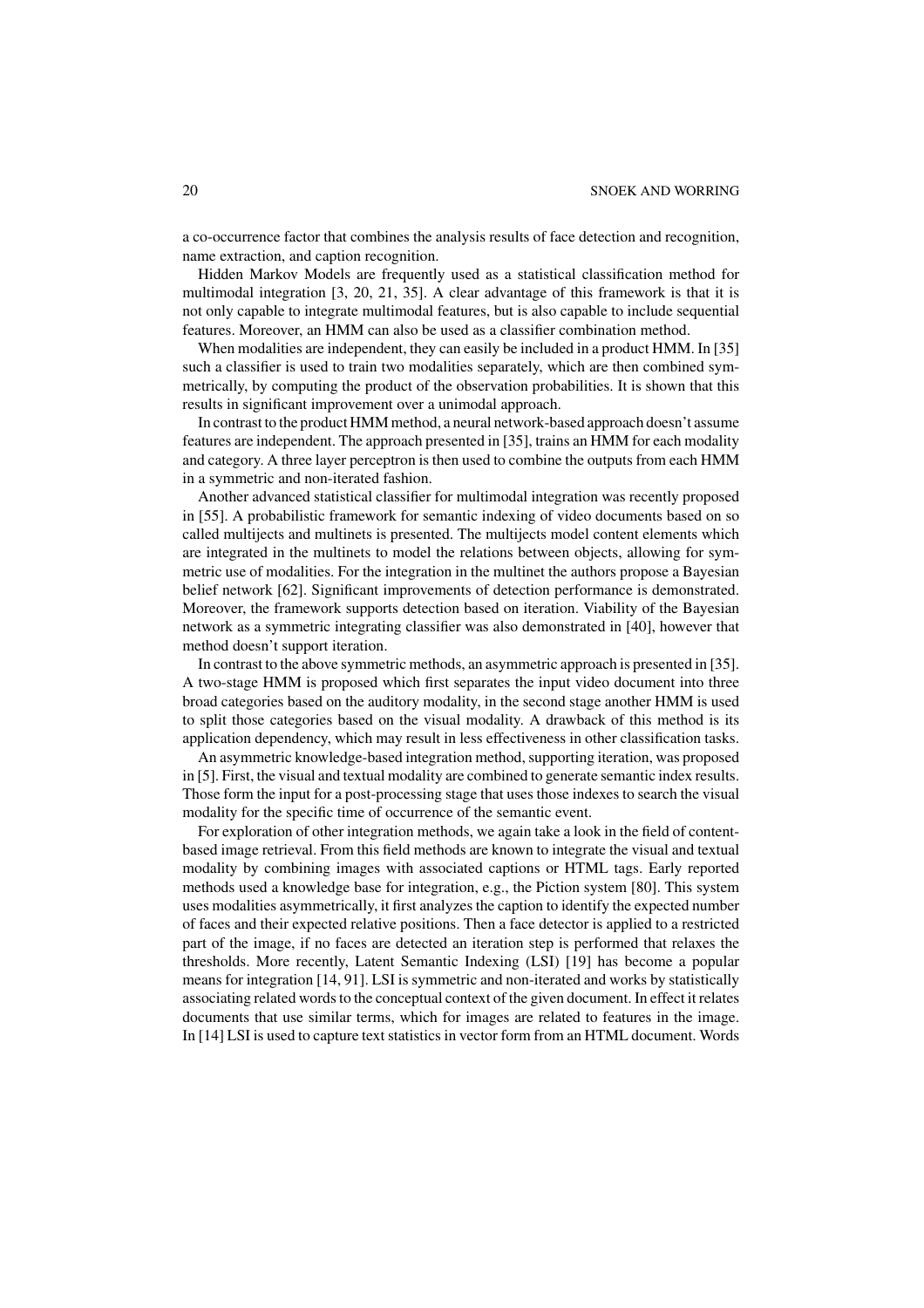a co-occurrence factor that combines the analysis results of face detection and recognition, name extraction, and caption recognition.

Hidden Markov Models are frequently used as a statistical classification method for multimodal integration [3, 20, 21, 35]. A clear advantage of this framework is that it is not only capable to integrate multimodal features, but is also capable to include sequential features. Moreover, an HMM can also be used as a classifier combination method.

When modalities are independent, they can easily be included in a product HMM. In [35] such a classifier is used to train two modalities separately, which are then combined symmetrically, by computing the product of the observation probabilities. It is shown that this results in significant improvement over a unimodal approach.

In contrast to the product HMM method, a neural network-based approach doesn't assume features are independent. The approach presented in [35], trains an HMM for each modality and category. A three layer perceptron is then used to combine the outputs from each HMM in a symmetric and non-iterated fashion.

Another advanced statistical classifier for multimodal integration was recently proposed in [55]. A probabilistic framework for semantic indexing of video documents based on so called multijects and multinets is presented. The multijects model content elements which are integrated in the multinets to model the relations between objects, allowing for symmetric use of modalities. For the integration in the multinet the authors propose a Bayesian belief network [62]. Significant improvements of detection performance is demonstrated. Moreover, the framework supports detection based on iteration. Viability of the Bayesian network as a symmetric integrating classifier was also demonstrated in [40], however that method doesn't support iteration.

In contrast to the above symmetric methods, an asymmetric approach is presented in [35]. A two-stage HMM is proposed which first separates the input video document into three broad categories based on the auditory modality, in the second stage another HMM is used to split those categories based on the visual modality. A drawback of this method is its application dependency, which may result in less effectiveness in other classification tasks.

An asymmetric knowledge-based integration method, supporting iteration, was proposed in [5]. First, the visual and textual modality are combined to generate semantic index results. Those form the input for a post-processing stage that uses those indexes to search the visual modality for the specific time of occurrence of the semantic event.

For exploration of other integration methods, we again take a look in the field of content-based image retrieval. From this field methods are known to integrate the visual and textual modality by combining images with associated captions or HTML tags. Early reported methods used a knowledge base for integration, e.g., the Piction system [80]. This system uses modalities asymmetrically, it first analyzes the caption to identify the expected number of faces and their expected relative positions. Then a face detector is applied to a restricted part of the image, if no faces are detected an iteration step is performed that relaxes the thresholds. More recently, Latent Semantic Indexing (LSI) [19] has become a popular means for integration [14, 91]. LSI is symmetric and non-iterated and works by statistically associating related words to the conceptual context of the given document. In effect it relates documents that use similar terms, which for images are related to features in the image. In [14] LSI is used to capture text statistics in vector form from an HTML document. Words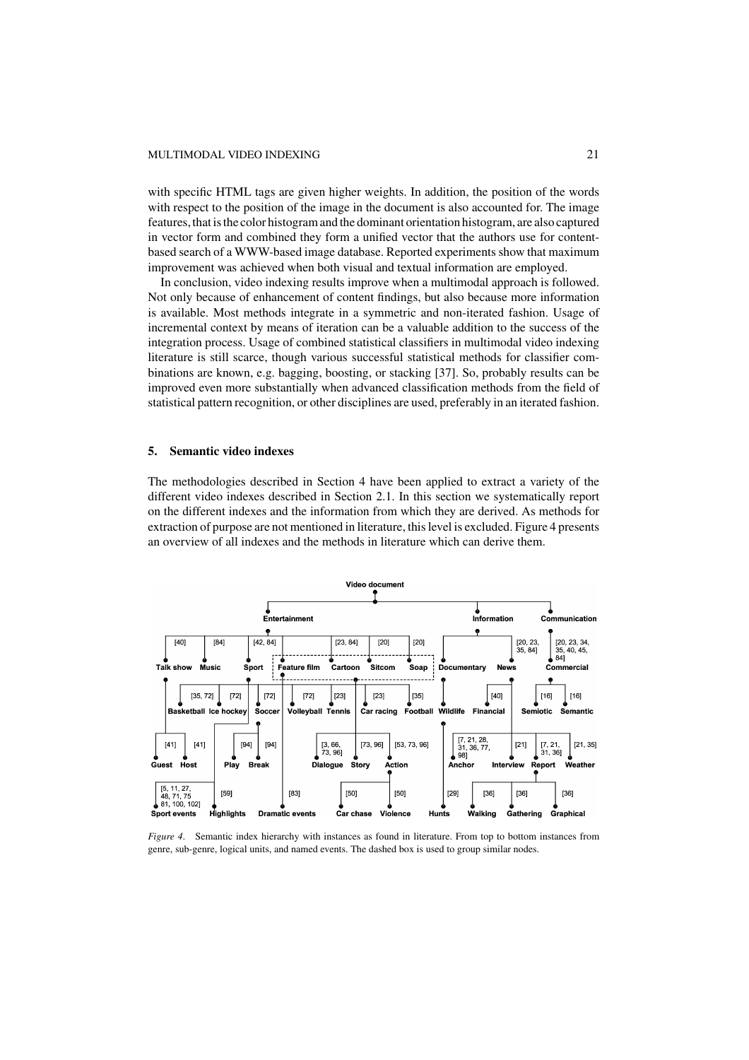with specific HTML tags are given higher weights. In addition, the position of the words with respect to the position of the image in the document is also accounted for. The image features, that is the color histogram and the dominant orientation histogram, are also captured in vector form and combined they form a unified vector that the authors use for content-based search of a WWW-based image database. Reported experiments show that maximum improvement was achieved when both visual and textual information are employed.

In conclusion, video indexing results improve when a multimodal approach is followed. Not only because of enhancement of content findings, but also because more information is available. Most methods integrate in a symmetric and non-iterated fashion. Usage of incremental context by means of iteration can be a valuable addition to the success of the integration process. Usage of combined statistical classifiers in multimodal video indexing literature is still scarce, though various successful statistical methods for classifier combinations are known, e.g. bagging, boosting, or stacking [37]. So, probably results can be improved even more substantially when advanced classification methods from the field of statistical pattern recognition, or other disciplines are used, preferably in an iterated fashion.

## 5. Semantic video indexes

The methodologies described in Section 4 have been applied to extract a variety of the different video indexes described in Section 2.1. In this section we systematically report on the different indexes and the information from which they are derived. As methods for extraction of purpose are not mentioned in literature, this level is excluded. Figure 4 presents an overview of all indexes and the methods in literature which can derive them.

*Figure 4*. Semantic index hierarchy with instances as found in literature. From top to bottom instances from genre, sub-genre, logical units, and named events. The dashed box is used to group similar nodes.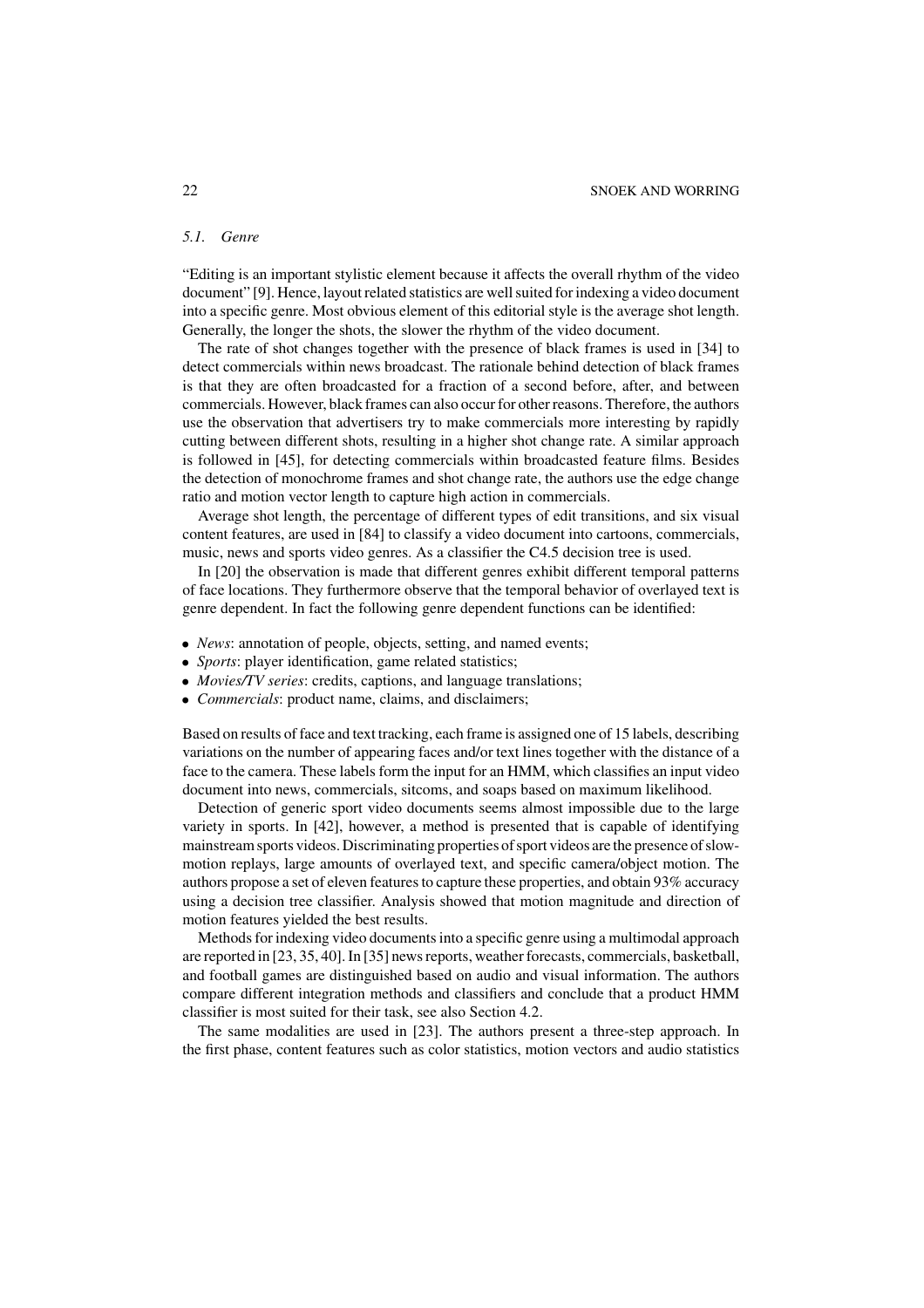### 5.1. Genre

"Editing is an important stylistic element because it affects the overall rhythm of the video document" [9]. Hence, layout related statistics are well suited for indexing a video document into a specific genre. Most obvious element of this editorial style is the average shot length. Generally, the longer the shots, the slower the rhythm of the video document.

The rate of shot changes together with the presence of black frames is used in [34] to detect commercials within news broadcast. The rationale behind detection of black frames is that they are often broadcasted for a fraction of a second before, after, and between commercials. However, black frames can also occur for other reasons. Therefore, the authors use the observation that advertisers try to make commercials more interesting by rapidly cutting between different shots, resulting in a higher shot change rate. A similar approach is followed in [45], for detecting commercials within broadcasted feature films. Besides the detection of monochrome frames and shot change rate, the authors use the edge change ratio and motion vector length to capture high action in commercials.

Average shot length, the percentage of different types of edit transitions, and six visual content features, are used in [84] to classify a video document into cartoons, commercials, music, news and sports video genres. As a classifier the C4.5 decision tree is used.

In [20] the observation is made that different genres exhibit different temporal patterns of face locations. They furthermore observe that the temporal behavior of overlayed text is genre dependent. In fact the following genre dependent functions can be identified:

- *News*: annotation of people, objects, setting, and named events;
- *Sports*: player identification, game related statistics;
- *Movies/TV series*: credits, captions, and language translations;
- *Commercials*: product name, claims, and disclaimers;

Based on results of face and text tracking, each frame is assigned one of 15 labels, describing variations on the number of appearing faces and/or text lines together with the distance of a face to the camera. These labels form the input for an HMM, which classifies an input video document into news, commercials, sitcoms, and soaps based on maximum likelihood.

Detection of generic sport video documents seems almost impossible due to the large variety in sports. In [42], however, a method is presented that is capable of identifying mainstream sports videos. Discriminating properties of sport videos are the presence of slow-motion replays, large amounts of overlayed text, and specific camera/object motion. The authors propose a set of eleven features to capture these properties, and obtain 93% accuracy using a decision tree classifier. Analysis showed that motion magnitude and direction of motion features yielded the best results.

Methods for indexing video documents into a specific genre using a multimodal approach are reported in [23, 35, 40]. In [35] news reports, weather forecasts, commercials, basketball, and football games are distinguished based on audio and visual information. The authors compare different integration methods and classifiers and conclude that a product HMM classifier is most suited for their task, see also Section 4.2.

The same modalities are used in [23]. The authors present a three-step approach. In the first phase, content features such as color statistics, motion vectors and audio statistics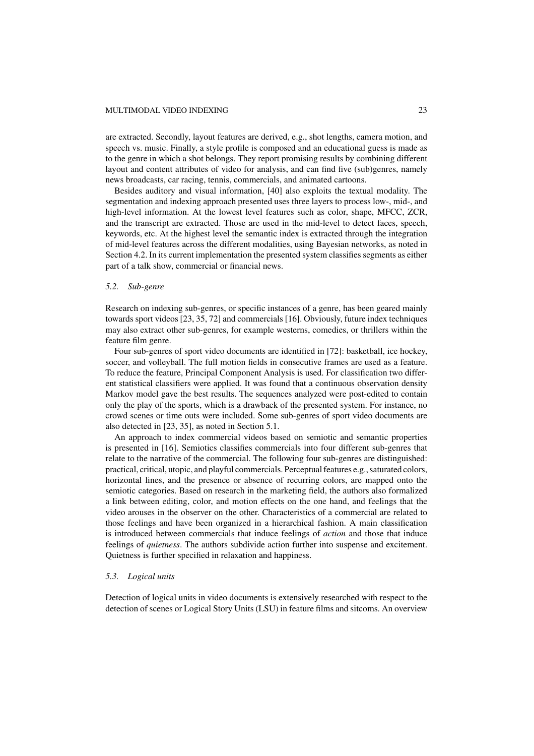are extracted. Secondly, layout features are derived, e.g., shot lengths, camera motion, and speech vs. music. Finally, a style profile is composed and an educational guess is made as to the genre in which a shot belongs. They report promising results by combining different layout and content attributes of video for analysis, and can find five (sub)genres, namely news broadcasts, car racing, tennis, commercials, and animated cartoons.

Besides auditory and visual information, [40] also exploits the textual modality. The segmentation and indexing approach presented uses three layers to process low-, mid-, and high-level information. At the lowest level features such as color, shape, MFCC, ZCR, and the transcript are extracted. Those are used in the mid-level to detect faces, speech, keywords, etc. At the highest level the semantic index is extracted through the integration of mid-level features across the different modalities, using Bayesian networks, as noted in Section 4.2. In its current implementation the presented system classifies segments as either part of a talk show, commercial or financial news.

### *5.2. Sub-genre*

Research on indexing sub-genres, or specific instances of a genre, has been geared mainly towards sport videos [23, 35, 72] and commercials [16]. Obviously, future index techniques may also extract other sub-genres, for example westerns, comedies, or thrillers within the feature film genre.

Four sub-genres of sport video documents are identified in [72]: basketball, ice hockey, soccer, and volleyball. The full motion fields in consecutive frames are used as a feature. To reduce the feature, Principal Component Analysis is used. For classification two different statistical classifiers were applied. It was found that a continuous observation density Markov model gave the best results. The sequences analyzed were post-edited to contain only the play of the sports, which is a drawback of the presented system. For instance, no crowd scenes or time outs were included. Some sub-genres of sport video documents are also detected in [23, 35], as noted in Section 5.1.

An approach to index commercial videos based on semiotic and semantic properties is presented in [16]. Semiotics classifies commercials into four different sub-genres that relate to the narrative of the commercial. The following four sub-genres are distinguished: practical, critical, utopic, and playful commercials. Perceptual features e.g., saturated colors, horizontal lines, and the presence or absence of recurring colors, are mapped onto the semiotic categories. Based on research in the marketing field, the authors also formalized a link between editing, color, and motion effects on the one hand, and feelings that the video arouses in the observer on the other. Characteristics of a commercial are related to those feelings and have been organized in a hierarchical fashion. A main classification is introduced between commercials that induce feelings of *action* and those that induce feelings of *quietness*. The authors subdivide action further into suspense and excitement. Quietness is further specified in relaxation and happiness.

### *5.3. Logical units*

Detection of logical units in video documents is extensively researched with respect to the detection of scenes or Logical Story Units (LSU) in feature films and sitcoms. An overview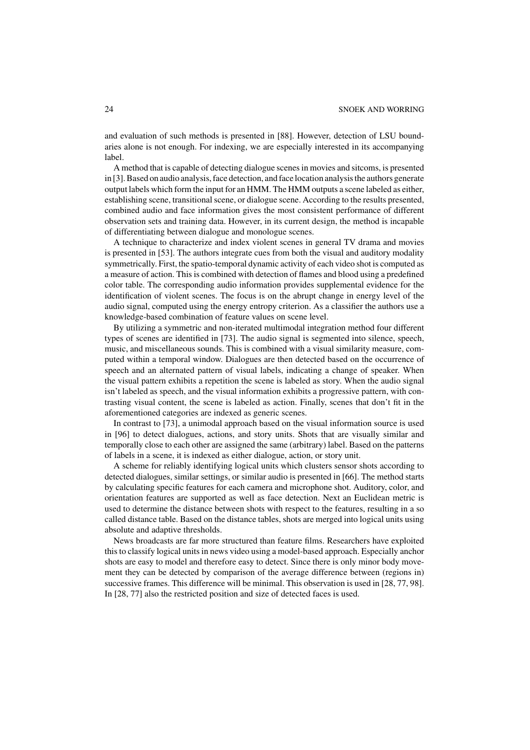and evaluation of such methods is presented in [88]. However, detection of LSU boundaries alone is not enough. For indexing, we are especially interested in its accompanying label.

A method that is capable of detecting dialogue scenes in movies and sitcoms, is presented in [3]. Based on audio analysis, face detection, and face location analysis the authors generate output labels which form the input for an HMM. The HMM outputs a scene labeled as either, establishing scene, transitional scene, or dialogue scene. According to the results presented, combined audio and face information gives the most consistent performance of different observation sets and training data. However, in its current design, the method is incapable of differentiating between dialogue and monologue scenes.

A technique to characterize and index violent scenes in general TV drama and movies is presented in [53]. The authors integrate cues from both the visual and auditory modality symmetrically. First, the spatio-temporal dynamic activity of each video shot is computed as a measure of action. This is combined with detection of flames and blood using a predefined color table. The corresponding audio information provides supplemental evidence for the identification of violent scenes. The focus is on the abrupt change in energy level of the audio signal, computed using the energy entropy criterion. As a classifier the authors use a knowledge-based combination of feature values on scene level.

By utilizing a symmetric and non-iterated multimodal integration method four different types of scenes are identified in [73]. The audio signal is segmented into silence, speech, music, and miscellaneous sounds. This is combined with a visual similarity measure, computed within a temporal window. Dialogues are then detected based on the occurrence of speech and an alternated pattern of visual labels, indicating a change of speaker. When the visual pattern exhibits a repetition the scene is labeled as story. When the audio signal isn't labeled as speech, and the visual information exhibits a progressive pattern, with contrasting visual content, the scene is labeled as action. Finally, scenes that don't fit in the aforementioned categories are indexed as generic scenes.

In contrast to [73], a unimodal approach based on the visual information source is used in [96] to detect dialogues, actions, and story units. Shots that are visually similar and temporally close to each other are assigned the same (arbitrary) label. Based on the patterns of labels in a scene, it is indexed as either dialogue, action, or story unit.

A scheme for reliably identifying logical units which clusters sensor shots according to detected dialogues, similar settings, or similar audio is presented in [66]. The method starts by calculating specific features for each camera and microphone shot. Auditory, color, and orientation features are supported as well as face detection. Next an Euclidean metric is used to determine the distance between shots with respect to the features, resulting in a so called distance table. Based on the distance tables, shots are merged into logical units using absolute and adaptive thresholds.

News broadcasts are far more structured than feature films. Researchers have exploited this to classify logical units in news video using a model-based approach. Especially anchor shots are easy to model and therefore easy to detect. Since there is only minor body movement they can be detected by comparison of the average difference between (regions in) successive frames. This difference will be minimal. This observation is used in [28, 77, 98]. In [28, 77] also the restricted position and size of detected faces is used.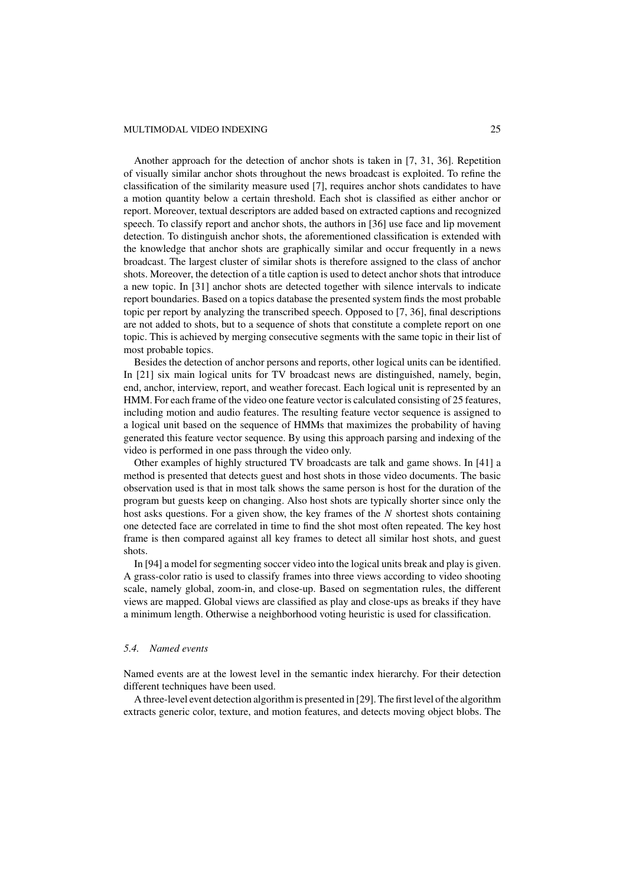Another approach for the detection of anchor shots is taken in [7, 31, 36]. Repetition of visually similar anchor shots throughout the news broadcast is exploited. To refine the classification of the similarity measure used [7], requires anchor shots candidates to have a motion quantity below a certain threshold. Each shot is classified as either anchor or report. Moreover, textual descriptors are added based on extracted captions and recognized speech. To classify report and anchor shots, the authors in [36] use face and lip movement detection. To distinguish anchor shots, the aforementioned classification is extended with the knowledge that anchor shots are graphically similar and occur frequently in a news broadcast. The largest cluster of similar shots is therefore assigned to the class of anchor shots. Moreover, the detection of a title caption is used to detect anchor shots that introduce a new topic. In [31] anchor shots are detected together with silence intervals to indicate report boundaries. Based on a topics database the presented system finds the most probable topic per report by analyzing the transcribed speech. Opposed to [7, 36], final descriptions are not added to shots, but to a sequence of shots that constitute a complete report on one topic. This is achieved by merging consecutive segments with the same topic in their list of most probable topics.

Besides the detection of anchor persons and reports, other logical units can be identified. In [21] six main logical units for TV broadcast news are distinguished, namely, begin, end, anchor, interview, report, and weather forecast. Each logical unit is represented by an HMM. For each frame of the video one feature vector is calculated consisting of 25 features, including motion and audio features. The resulting feature vector sequence is assigned to a logical unit based on the sequence of HMMs that maximizes the probability of having generated this feature vector sequence. By using this approach parsing and indexing of the video is performed in one pass through the video only.

Other examples of highly structured TV broadcasts are talk and game shows. In [41] a method is presented that detects guest and host shots in those video documents. The basic observation used is that in most talk shows the same person is host for the duration of the program but guests keep on changing. Also host shots are typically shorter since only the host asks questions. For a given show, the key frames of the $N$ shortest shots containing one detected face are correlated in time to find the shot most often repeated. The key host frame is then compared against all key frames to detect all similar host shots, and guest shots.

In [94] a model for segmenting soccer video into the logical units break and play is given. A grass-color ratio is used to classify frames into three views according to video shooting scale, namely global, zoom-in, and close-up. Based on segmentation rules, the different views are mapped. Global views are classified as play and close-ups as breaks if they have a minimum length. Otherwise a neighborhood voting heuristic is used for classification.

### 5.4. *Named events*

Named events are at the lowest level in the semantic index hierarchy. For their detection different techniques have been used.

A three-level event detection algorithm is presented in [29]. The first level of the algorithm extracts generic color, texture, and motion features, and detects moving object blobs. The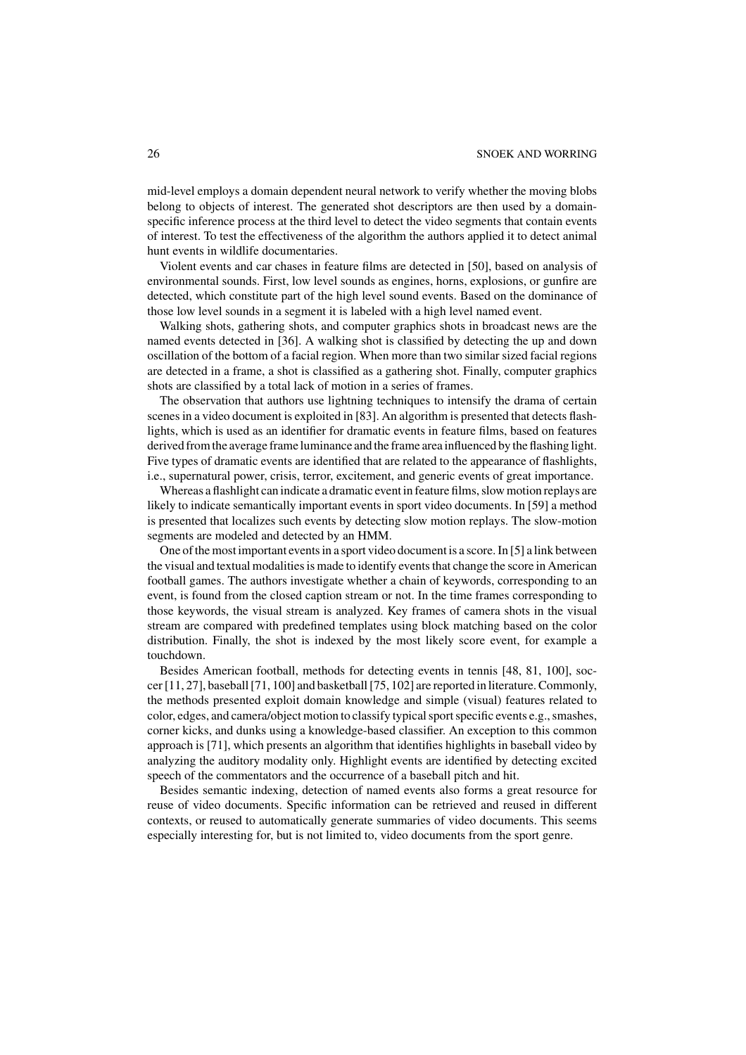mid-level employs a domain dependent neural network to verify whether the moving blobs belong to objects of interest. The generated shot descriptors are then used by a domain-specific inference process at the third level to detect the video segments that contain events of interest. To test the effectiveness of the algorithm the authors applied it to detect animal hunt events in wildlife documentaries.

Violent events and car chases in feature films are detected in [50], based on analysis of environmental sounds. First, low level sounds as engines, horns, explosions, or gunfire are detected, which constitute part of the high level sound events. Based on the dominance of those low level sounds in a segment it is labeled with a high level named event.

Walking shots, gathering shots, and computer graphics shots in broadcast news are the named events detected in [36]. A walking shot is classified by detecting the up and down oscillation of the bottom of a facial region. When more than two similar sized facial regions are detected in a frame, a shot is classified as a gathering shot. Finally, computer graphics shots are classified by a total lack of motion in a series of frames.

The observation that authors use lightning techniques to intensify the drama of certain scenes in a video document is exploited in [83]. An algorithm is presented that detects flashlights, which is used as an identifier for dramatic events in feature films, based on features derived from the average frame luminance and the frame area influenced by the flashing light. Five types of dramatic events are identified that are related to the appearance of flashlights, i.e., supernatural power, crisis, terror, excitement, and generic events of great importance.

Whereas a flashlight can indicate a dramatic event in feature films, slow motion replays are likely to indicate semantically important events in sport video documents. In [59] a method is presented that localizes such events by detecting slow motion replays. The slow-motion segments are modeled and detected by an HMM.

One of the most important events in a sport video document is a score. In [5] a link between the visual and textual modalities is made to identify events that change the score in American football games. The authors investigate whether a chain of keywords, corresponding to an event, is found from the closed caption stream or not. In the time frames corresponding to those keywords, the visual stream is analyzed. Key frames of camera shots in the visual stream are compared with predefined templates using block matching based on the color distribution. Finally, the shot is indexed by the most likely score event, for example a touchdown.

Besides American football, methods for detecting events in tennis [48, 81, 100], soccer [11, 27], baseball [71, 100] and basketball [75, 102] are reported in literature. Commonly, the methods presented exploit domain knowledge and simple (visual) features related to color, edges, and camera/object motion to classify typical sport specific events e.g., smashes, corner kicks, and dunks using a knowledge-based classifier. An exception to this common approach is [71], which presents an algorithm that identifies highlights in baseball video by analyzing the auditory modality only. Highlight events are identified by detecting excited speech of the commentators and the occurrence of a baseball pitch and hit.

Besides semantic indexing, detection of named events also forms a great resource for reuse of video documents. Specific information can be retrieved and reused in different contexts, or reused to automatically generate summaries of video documents. This seems especially interesting for, but is not limited to, video documents from the sport genre.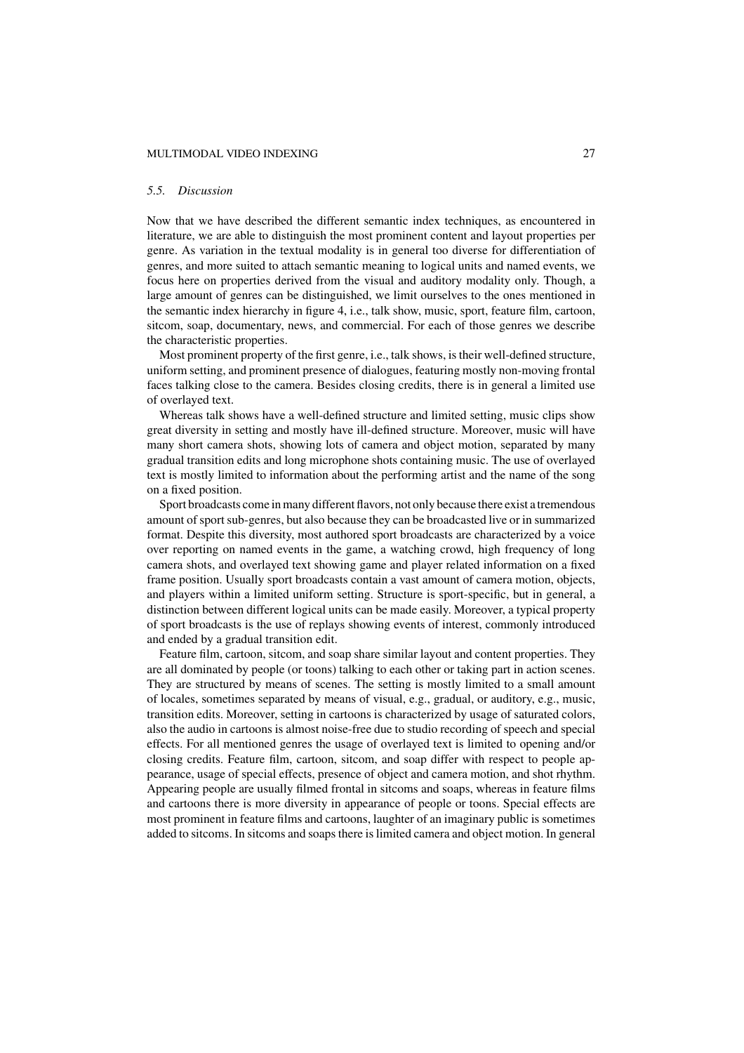### *5.5. Discussion*

Now that we have described the different semantic index techniques, as encountered in literature, we are able to distinguish the most prominent content and layout properties per genre. As variation in the textual modality is in general too diverse for differentiation of genres, and more suited to attach semantic meaning to logical units and named events, we focus here on properties derived from the visual and auditory modality only. Though, a large amount of genres can be distinguished, we limit ourselves to the ones mentioned in the semantic index hierarchy in figure 4, i.e., talk show, music, sport, feature film, cartoon, sitcom, soap, documentary, news, and commercial. For each of those genres we describe the characteristic properties.

Most prominent property of the first genre, i.e., talk shows, is their well-defined structure, uniform setting, and prominent presence of dialogues, featuring mostly non-moving frontal faces talking close to the camera. Besides closing credits, there is in general a limited use of overlayed text.

Whereas talk shows have a well-defined structure and limited setting, music clips show great diversity in setting and mostly have ill-defined structure. Moreover, music will have many short camera shots, showing lots of camera and object motion, separated by many gradual transition edits and long microphone shots containing music. The use of overlayed text is mostly limited to information about the performing artist and the name of the song on a fixed position.

Sport broadcasts come in many different flavors, not only because there exist a tremendous amount of sport sub-genres, but also because they can be broadcasted live or in summarized format. Despite this diversity, most authored sport broadcasts are characterized by a voice over reporting on named events in the game, a watching crowd, high frequency of long camera shots, and overlayed text showing game and player related information on a fixed frame position. Usually sport broadcasts contain a vast amount of camera motion, objects, and players within a limited uniform setting. Structure is sport-specific, but in general, a distinction between different logical units can be made easily. Moreover, a typical property of sport broadcasts is the use of replays showing events of interest, commonly introduced and ended by a gradual transition edit.

Feature film, cartoon, sitcom, and soap share similar layout and content properties. They are all dominated by people (or toons) talking to each other or taking part in action scenes. They are structured by means of scenes. The setting is mostly limited to a small amount of locales, sometimes separated by means of visual, e.g., gradual, or auditory, e.g., music, transition edits. Moreover, setting in cartoons is characterized by usage of saturated colors, also the audio in cartoons is almost noise-free due to studio recording of speech and special effects. For all mentioned genres the usage of overlayed text is limited to opening and/or closing credits. Feature film, cartoon, sitcom, and soap differ with respect to people appearance, usage of special effects, presence of object and camera motion, and shot rhythm. Appearing people are usually filmed frontal in sitcoms and soaps, whereas in feature films and cartoons there is more diversity in appearance of people or toons. Special effects are most prominent in feature films and cartoons, laughter of an imaginary public is sometimes added to sitcoms. In sitcoms and soaps there is limited camera and object motion. In general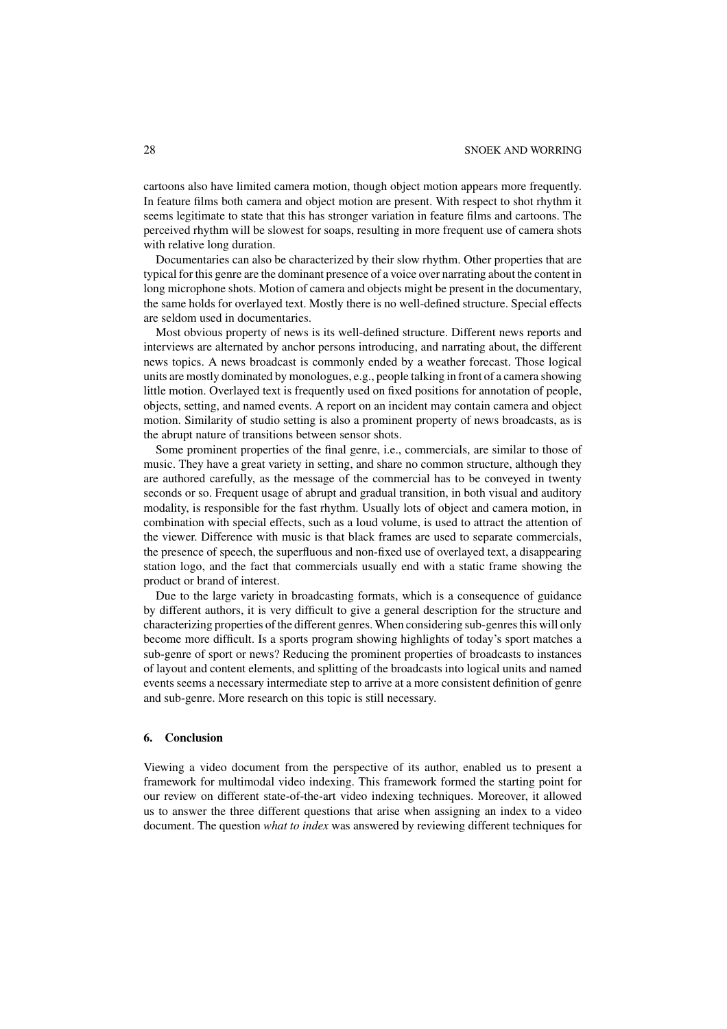cartoons also have limited camera motion, though object motion appears more frequently. In feature films both camera and object motion are present. With respect to shot rhythm it seems legitimate to state that this has stronger variation in feature films and cartoons. The perceived rhythm will be slowest for soaps, resulting in more frequent use of camera shots with relative long duration.

Documentaries can also be characterized by their slow rhythm. Other properties that are typical for this genre are the dominant presence of a voice over narrating about the content in long microphone shots. Motion of camera and objects might be present in the documentary, the same holds for overlayed text. Mostly there is no well-defined structure. Special effects are seldom used in documentaries.

Most obvious property of news is its well-defined structure. Different news reports and interviews are alternated by anchor persons introducing, and narrating about, the different news topics. A news broadcast is commonly ended by a weather forecast. Those logical units are mostly dominated by monologues, e.g., people talking in front of a camera showing little motion. Overlayed text is frequently used on fixed positions for annotation of people, objects, setting, and named events. A report on an incident may contain camera and object motion. Similarity of studio setting is also a prominent property of news broadcasts, as is the abrupt nature of transitions between sensor shots.

Some prominent properties of the final genre, i.e., commercials, are similar to those of music. They have a great variety in setting, and share no common structure, although they are authored carefully, as the message of the commercial has to be conveyed in twenty seconds or so. Frequent usage of abrupt and gradual transition, in both visual and auditory modality, is responsible for the fast rhythm. Usually lots of object and camera motion, in combination with special effects, such as a loud volume, is used to attract the attention of the viewer. Difference with music is that black frames are used to separate commercials, the presence of speech, the superfluous and non-fixed use of overlayed text, a disappearing station logo, and the fact that commercials usually end with a static frame showing the product or brand of interest.

Due to the large variety in broadcasting formats, which is a consequence of guidance by different authors, it is very difficult to give a general description for the structure and characterizing properties of the different genres. When considering sub-genres this will only become more difficult. Is a sports program showing highlights of today's sport matches a sub-genre of sport or news? Reducing the prominent properties of broadcasts to instances of layout and content elements, and splitting of the broadcasts into logical units and named events seems a necessary intermediate step to arrive at a more consistent definition of genre and sub-genre. More research on this topic is still necessary.

## 6. Conclusion

Viewing a video document from the perspective of its author, enabled us to present a framework for multimodal video indexing. This framework formed the starting point for our review on different state-of-the-art video indexing techniques. Moreover, it allowed us to answer the three different questions that arise when assigning an index to a video document. The question *what to index* was answered by reviewing different techniques for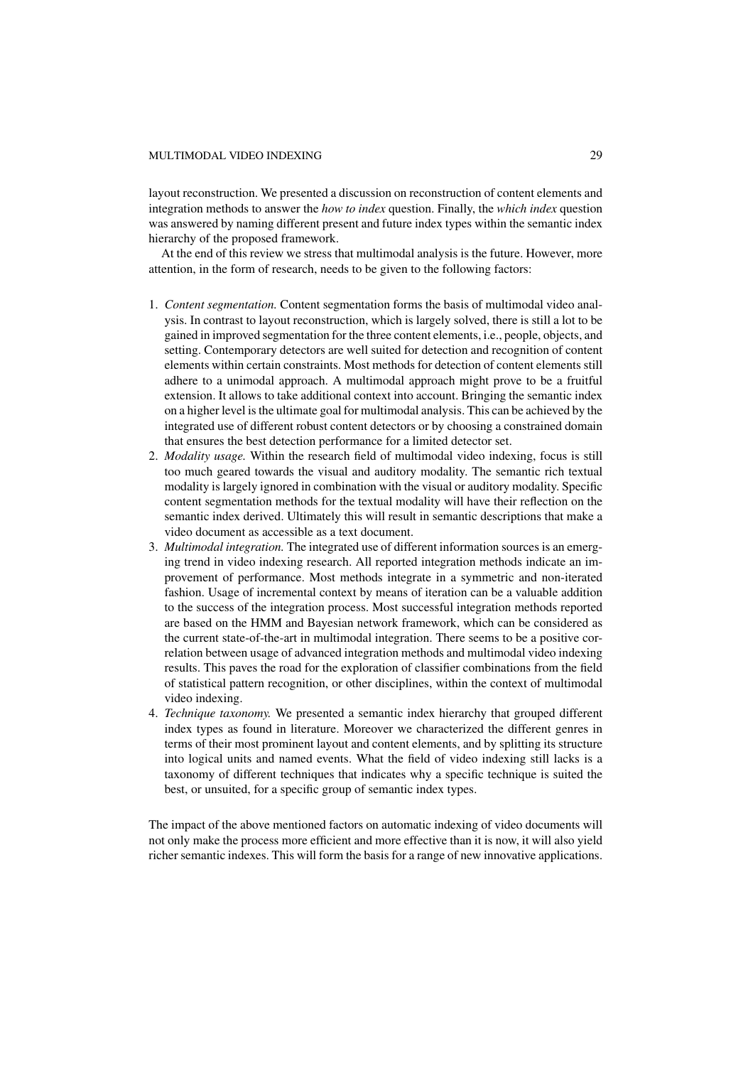layout reconstruction. We presented a discussion on reconstruction of content elements and integration methods to answer the *how to index* question. Finally, the *which index* question was answered by naming different present and future index types within the semantic index hierarchy of the proposed framework.

At the end of this review we stress that multimodal analysis is the future. However, more attention, in the form of research, needs to be given to the following factors:

1. *Content segmentation.* Content segmentation forms the basis of multimodal video analysis. In contrast to layout reconstruction, which is largely solved, there is still a lot to be gained in improved segmentation for the three content elements, i.e., people, objects, and setting. Contemporary detectors are well suited for detection and recognition of content elements within certain constraints. Most methods for detection of content elements still adhere to a unimodal approach. A multimodal approach might prove to be a fruitful extension. It allows to take additional context into account. Bringing the semantic index on a higher level is the ultimate goal for multimodal analysis. This can be achieved by the integrated use of different robust content detectors or by choosing a constrained domain that ensures the best detection performance for a limited detector set.
2. *Modality usage.* Within the research field of multimodal video indexing, focus is still too much geared towards the visual and auditory modality. The semantic rich textual modality is largely ignored in combination with the visual or auditory modality. Specific content segmentation methods for the textual modality will have their reflection on the semantic index derived. Ultimately this will result in semantic descriptions that make a video document as accessible as a text document.
3. *Multimodal integration.* The integrated use of different information sources is an emerging trend in video indexing research. All reported integration methods indicate an improvement of performance. Most methods integrate in a symmetric and non-iterated fashion. Usage of incremental context by means of iteration can be a valuable addition to the success of the integration process. Most successful integration methods reported are based on the HMM and Bayesian network framework, which can be considered as the current state-of-the-art in multimodal integration. There seems to be a positive correlation between usage of advanced integration methods and multimodal video indexing results. This paves the road for the exploration of classifier combinations from the field of statistical pattern recognition, or other disciplines, within the context of multimodal video indexing.
4. *Technique taxonomy.* We presented a semantic index hierarchy that grouped different index types as found in literature. Moreover we characterized the different genres in terms of their most prominent layout and content elements, and by splitting its structure into logical units and named events. What the field of video indexing still lacks is a taxonomy of different techniques that indicates why a specific technique is suited the best, or unsuited, for a specific group of semantic index types.

The impact of the above mentioned factors on automatic indexing of video documents will not only make the process more efficient and more effective than it is now, it will also yield richer semantic indexes. This will form the basis for a range of new innovative applications.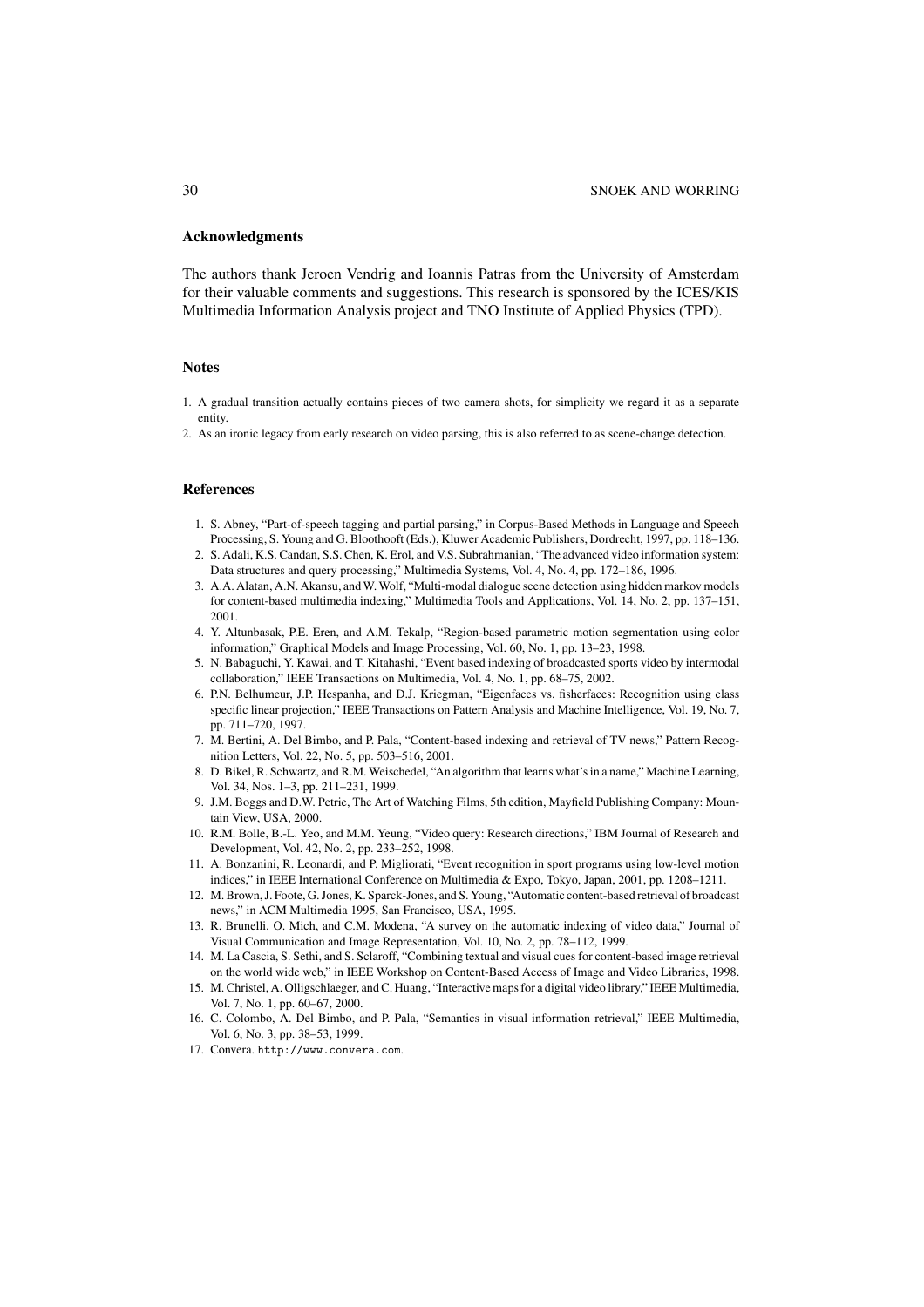## Acknowledgments

The authors thank Jeroen Vendrig and Ioannis Patras from the University of Amsterdam for their valuable comments and suggestions. This research is sponsored by the ICES/KIS Multimedia Information Analysis project and TNO Institute of Applied Physics (TPD).

## Notes

1. A gradual transition actually contains pieces of two camera shots, for simplicity we regard it as a separate entity.
2. As an ironic legacy from early research on video parsing, this is also referred to as scene-change detection.

## References

1. S. Abney, "Part-of-speech tagging and partial parsing," in Corpus-Based Methods in Language and Speech Processing, S. Young and G. Bloothooft (Eds.), Kluwer Academic Publishers, Dordrecht, 1997, pp. 118–136.
2. S. Adali, K.S. Candan, S.S. Chen, K. Erol, and V.S. Subrahmanian, "The advanced video information system: Data structures and query processing," Multimedia Systems, Vol. 4, No. 4, pp. 172–186, 1996.
3. A.A. Alatan, A.N. Akansu, and W. Wolf, "Multi-modal dialogue scene detection using hidden markov models for content-based multimedia indexing," Multimedia Tools and Applications, Vol. 14, No. 2, pp. 137–151, 2001.
4. Y. Altunbasak, P.E. Eren, and A.M. Tekalp, "Region-based parametric motion segmentation using color information," Graphical Models and Image Processing, Vol. 60, No. 1, pp. 13–23, 1998.
5. N. Babaguchi, Y. Kawai, and T. Kitahashi, "Event based indexing of broadcasted sports video by intermodal collaboration," IEEE Transactions on Multimedia, Vol. 4, No. 1, pp. 68–75, 2002.
6. P.N. Belhumeur, J.P. Hespanha, and D.J. Kriegman, "Eigenfaces vs. fisherfaces: Recognition using class specific linear projection," IEEE Transactions on Pattern Analysis and Machine Intelligence, Vol. 19, No. 7, pp. 711–720, 1997.
7. M. Bertini, A. Del Bimbo, and P. Pala, "Content-based indexing and retrieval of TV news," Pattern Recognition Letters, Vol. 22, No. 5, pp. 503–516, 2001.
8. D. Bikel, R. Schwartz, and R.M. Weischedel, "An algorithm that learns what's in a name," Machine Learning, Vol. 34, Nos. 1–3, pp. 211–231, 1999.
9. J.M. Boggs and D.W. Petrie, The Art of Watching Films, 5th edition, Mayfield Publishing Company: Mountain View, USA, 2000.
10. R.M. Bolle, B.-L. Yeo, and M.M. Yeung, "Video query: Research directions," IBM Journal of Research and Development, Vol. 42, No. 2, pp. 233–252, 1998.
11. A. Bonzanini, R. Leonardi, and P. Migliorati, "Event recognition in sport programs using low-level motion indices," in IEEE International Conference on Multimedia & Expo, Tokyo, Japan, 2001, pp. 1208–1211.
12. M. Brown, J. Foote, G. Jones, K. Sparck-Jones, and S. Young, "Automatic content-based retrieval of broadcast news," in ACM Multimedia 1995, San Francisco, USA, 1995.
13. R. Brunelli, O. Mich, and C.M. Modena, "A survey on the automatic indexing of video data," Journal of Visual Communication and Image Representation, Vol. 10, No. 2, pp. 78–112, 1999.
14. M. La Cascia, S. Sethi, and S. Sclaroff, "Combining textual and visual cues for content-based image retrieval on the world wide web," in IEEE Workshop on Content-Based Access of Image and Video Libraries, 1998.
15. M. Christel, A. Olligschlaeger, and C. Huang, "Interactive maps for a digital video library," IEEE Multimedia, Vol. 7, No. 1, pp. 60–67, 2000.
16. C. Colombo, A. Del Bimbo, and P. Pala, "Semantics in visual information retrieval," IEEE Multimedia, Vol. 6, No. 3, pp. 38–53, 1999.
17. Convera. http://www.convera.com.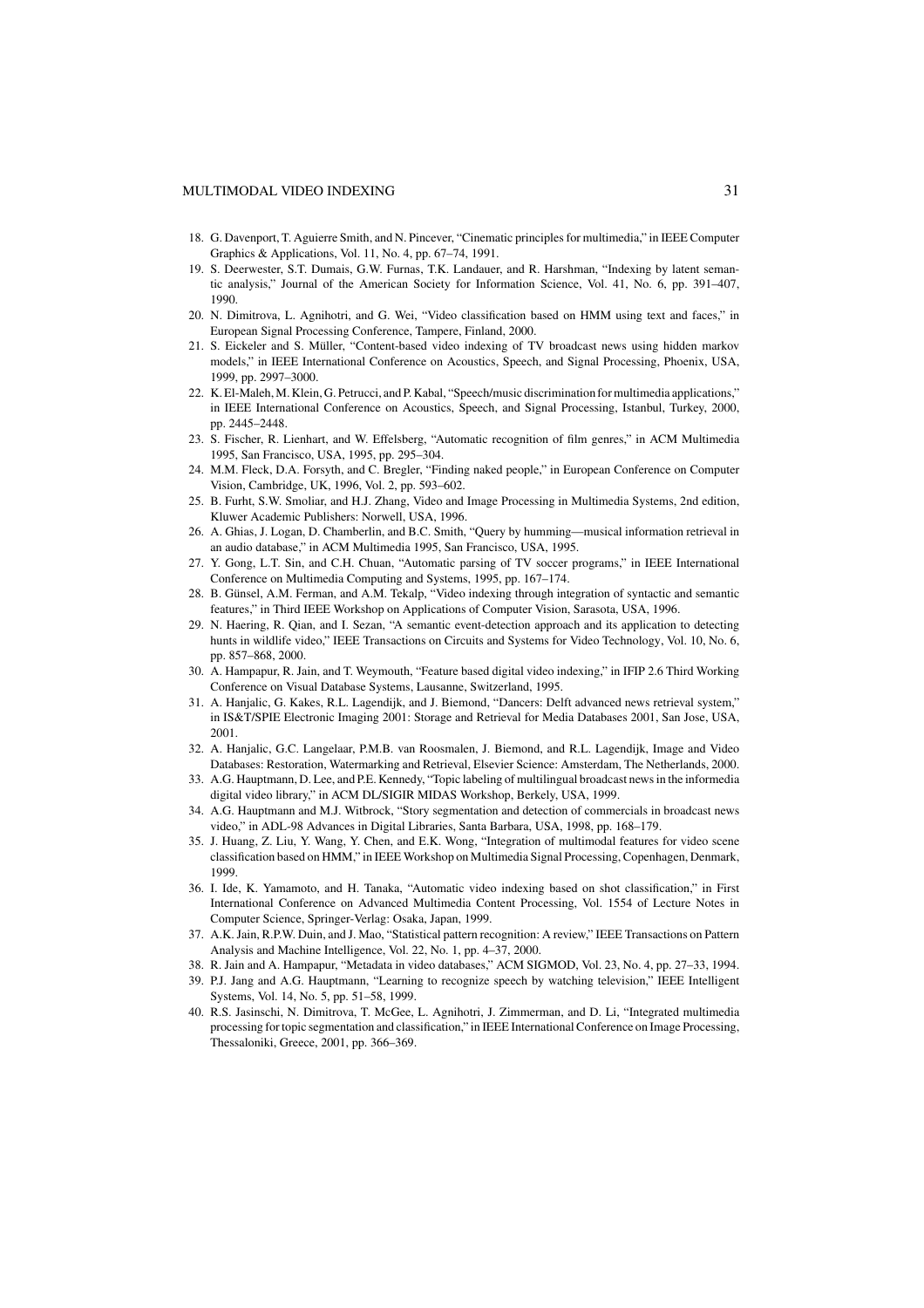18. G. Davenport, T. Aguierre Smith, and N. Pincever, "Cinematic principles for multimedia," in IEEE Computer Graphics & Applications, Vol. 11, No. 4, pp. 67–74, 1991.
19. S. Deerwester, S.T. Dumais, G.W. Furnas, T.K. Landauer, and R. Harshman, "Indexing by latent semantic analysis," Journal of the American Society for Information Science, Vol. 41, No. 6, pp. 391–407, 1990.
20. N. Dimitrova, L. Agnihotri, and G. Wei, "Video classification based on HMM using text and faces," in European Signal Processing Conference, Tampere, Finland, 2000.
21. S. Eickeler and S. Müller, "Content-based video indexing of TV broadcast news using hidden markov models," in IEEE International Conference on Acoustics, Speech, and Signal Processing, Phoenix, USA, 1999, pp. 2997–3000.
22. K. El-Maleh, M. Klein, G. Petrucci, and P. Kabal, "Speech/music discrimination for multimedia applications," in IEEE International Conference on Acoustics, Speech, and Signal Processing, Istanbul, Turkey, 2000, pp. 2445–2448.
23. S. Fischer, R. Lienhart, and W. Effelsberg, "Automatic recognition of film genres," in ACM Multimedia 1995, San Francisco, USA, 1995, pp. 295–304.
24. M.M. Fleck, D.A. Forsyth, and C. Bregler, "Finding naked people," in European Conference on Computer Vision, Cambridge, UK, 1996, Vol. 2, pp. 593–602.
25. B. Furht, S.W. Smoliar, and H.J. Zhang, Video and Image Processing in Multimedia Systems, 2nd edition, Kluwer Academic Publishers: Norwell, USA, 1996.
26. A. Ghias, J. Logan, D. Chamberlin, and B.C. Smith, "Query by humming—musical information retrieval in an audio database," in ACM Multimedia 1995, San Francisco, USA, 1995.
27. Y. Gong, L.T. Sin, and C.H. Chuan, "Automatic parsing of TV soccer programs," in IEEE International Conference on Multimedia Computing and Systems, 1995, pp. 167–174.
28. B. Günsel, A.M. Ferman, and A.M. Tekalp, "Video indexing through integration of syntactic and semantic features," in Third IEEE Workshop on Applications of Computer Vision, Sarasota, USA, 1996.
29. N. Haering, R. Qian, and I. Sezan, "A semantic event-detection approach and its application to detecting hunts in wildlife video," IEEE Transactions on Circuits and Systems for Video Technology, Vol. 10, No. 6, pp. 857–868, 2000.
30. A. Hampapur, R. Jain, and T. Weymouth, "Feature based digital video indexing," in IFIP 2.6 Third Working Conference on Visual Database Systems, Lausanne, Switzerland, 1995.
31. A. Hanjalic, G. Kakes, R.L. Lagendijk, and J. Biemond, "Dancers: Delft advanced news retrieval system," in IS&T/SPIE Electronic Imaging 2001: Storage and Retrieval for Media Databases 2001, San Jose, USA, 2001.
32. A. Hanjalic, G.C. Langelaar, P.M.B. van Roosmalen, J. Biemond, and R.L. Lagendijk, Image and Video Databases: Restoration, Watermarking and Retrieval, Elsevier Science: Amsterdam, The Netherlands, 2000.
33. A.G. Hauptmann, D. Lee, and P.E. Kennedy, "Topic labeling of multilingual broadcast news in the informedia digital video library," in ACM DL/SIGIR MIDAS Workshop, Berkely, USA, 1999.
34. A.G. Hauptmann and M.J. Witbrock, "Story segmentation and detection of commercials in broadcast news video," in ADL-98 Advances in Digital Libraries, Santa Barbara, USA, 1998, pp. 168–179.
35. J. Huang, Z. Liu, Y. Wang, Y. Chen, and E.K. Wong, "Integration of multimodal features for video scene classification based on HMM," in IEEE Workshop on Multimedia Signal Processing, Copenhagen, Denmark, 1999.
36. I. Ide, K. Yamamoto, and H. Tanaka, "Automatic video indexing based on shot classification," in First International Conference on Advanced Multimedia Content Processing, Vol. 1554 of Lecture Notes in Computer Science, Springer-Verlag: Osaka, Japan, 1999.
37. A.K. Jain, R.P.W. Duin, and J. Mao, "Statistical pattern recognition: A review," IEEE Transactions on Pattern Analysis and Machine Intelligence, Vol. 22, No. 1, pp. 4–37, 2000.
38. R. Jain and A. Hampapur, "Metadata in video databases," ACM SIGMOD, Vol. 23, No. 4, pp. 27–33, 1994.
39. P.J. Jang and A.G. Hauptmann, "Learning to recognize speech by watching television," IEEE Intelligent Systems, Vol. 14, No. 5, pp. 51–58, 1999.
40. R.S. Jasinschi, N. Dimitrova, T. McGee, L. Agnihotri, J. Zimmerman, and D. Li, "Integrated multimedia processing for topic segmentation and classification," in IEEE International Conference on Image Processing, Thessaloniki, Greece, 2001, pp. 366–369.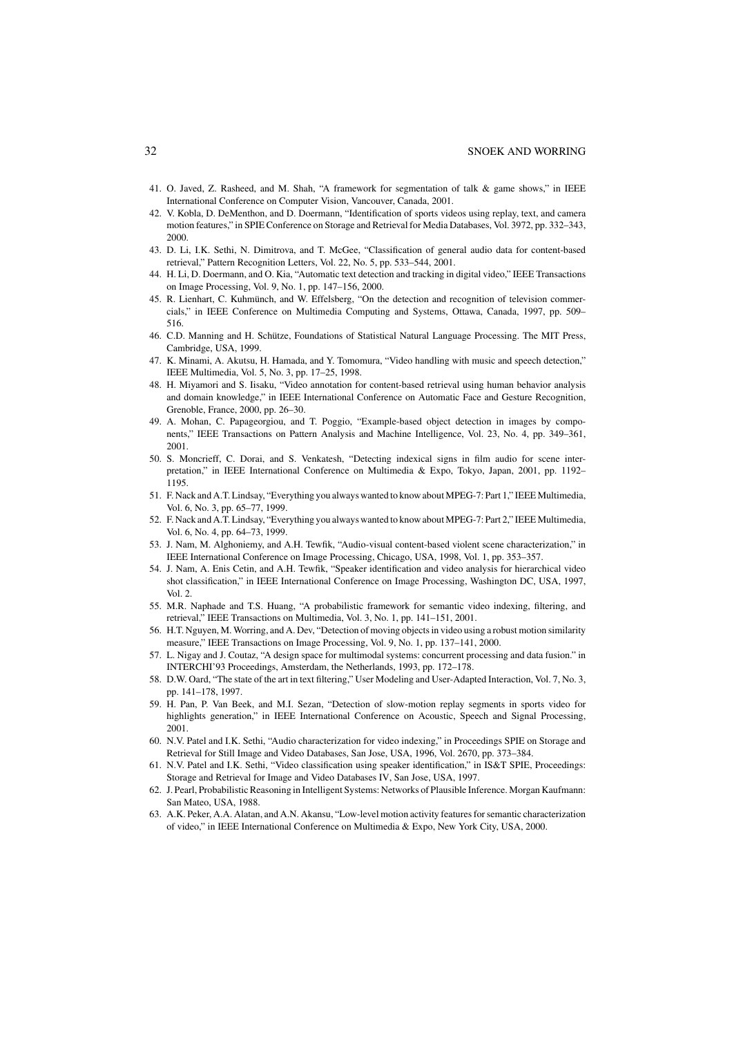41. O. Javed, Z. Rasheed, and M. Shah, "A framework for segmentation of talk & game shows," in IEEE International Conference on Computer Vision, Vancouver, Canada, 2001.
42. V. Kobla, D. DeMenthon, and D. Doermann, "Identification of sports videos using replay, text, and camera motion features," in SPIE Conference on Storage and Retrieval for Media Databases, Vol. 3972, pp. 332–343, 2000.
43. D. Li, I.K. Sethi, N. Dimitrova, and T. McGee, "Classification of general audio data for content-based retrieval," Pattern Recognition Letters, Vol. 22, No. 5, pp. 533–544, 2001.
44. H. Li, D. Doermann, and O. Kia, "Automatic text detection and tracking in digital video," IEEE Transactions on Image Processing, Vol. 9, No. 1, pp. 147–156, 2000.
45. R. Lienhart, C. Kuhmünch, and W. Effelsberg, "On the detection and recognition of television commercials," in IEEE Conference on Multimedia Computing and Systems, Ottawa, Canada, 1997, pp. 509–516.
46. C.D. Manning and H. Schütze, Foundations of Statistical Natural Language Processing. The MIT Press, Cambridge, USA, 1999.
47. K. Minami, A. Akutsu, H. Hamada, and Y. Tomomura, "Video handling with music and speech detection," IEEE Multimedia, Vol. 5, No. 3, pp. 17–25, 1998.
48. H. Miyamori and S. Iisaku, "Video annotation for content-based retrieval using human behavior analysis and domain knowledge," in IEEE International Conference on Automatic Face and Gesture Recognition, Grenoble, France, 2000, pp. 26–30.
49. A. Mohan, C. Papageorgiou, and T. Poggio, "Example-based object detection in images by components," IEEE Transactions on Pattern Analysis and Machine Intelligence, Vol. 23, No. 4, pp. 349–361, 2001.
50. S. Moncrieff, C. Dorai, and S. Venkatesh, "Detecting indexical signs in film audio for scene interpretation," in IEEE International Conference on Multimedia & Expo, Tokyo, Japan, 2001, pp. 1192–1195.
51. F. Nack and A.T. Lindsay, "Everything you always wanted to know about MPEG-7: Part 1," IEEE Multimedia, Vol. 6, No. 3, pp. 65–77, 1999.
52. F. Nack and A.T. Lindsay, "Everything you always wanted to know about MPEG-7: Part 2," IEEE Multimedia, Vol. 6, No. 4, pp. 64–73, 1999.
53. J. Nam, M. Alghoniemy, and A.H. Tewfik, "Audio-visual content-based violent scene characterization," in IEEE International Conference on Image Processing, Chicago, USA, 1998, Vol. 1, pp. 353–357.
54. J. Nam, A. Enis Cetin, and A.H. Tewfik, "Speaker identification and video analysis for hierarchical video shot classification," in IEEE International Conference on Image Processing, Washington DC, USA, 1997, Vol. 2.
55. M.R. Naphade and T.S. Huang, "A probabilistic framework for semantic video indexing, filtering, and retrieval," IEEE Transactions on Multimedia, Vol. 3, No. 1, pp. 141–151, 2001.
56. H.T. Nguyen, M. Worring, and A. Dev, "Detection of moving objects in video using a robust motion similarity measure," IEEE Transactions on Image Processing, Vol. 9, No. 1, pp. 137–141, 2000.
57. L. Nigay and J. Coutaz, "A design space for multimodal systems: concurrent processing and data fusion." in INTERCHI'93 Proceedings, Amsterdam, the Netherlands, 1993, pp. 172–178.
58. D.W. Oard, "The state of the art in text filtering," User Modeling and User-Adapted Interaction, Vol. 7, No. 3, pp. 141–178, 1997.
59. H. Pan, P. Van Beek, and M.I. Sezan, "Detection of slow-motion replay segments in sports video for highlights generation," in IEEE International Conference on Acoustic, Speech and Signal Processing, 2001.
60. N.V. Patel and I.K. Sethi, "Audio characterization for video indexing," in Proceedings SPIE on Storage and Retrieval for Still Image and Video Databases, San Jose, USA, 1996, Vol. 2670, pp. 373–384.
61. N.V. Patel and I.K. Sethi, "Video classification using speaker identification," in IS&T SPIE, Proceedings: Storage and Retrieval for Image and Video Databases IV, San Jose, USA, 1997.
62. J. Pearl, Probabilistic Reasoning in Intelligent Systems: Networks of Plausible Inference. Morgan Kaufmann: San Mateo, USA, 1988.
63. A.K. Peker, A.A. Alatan, and A.N. Akansu, "Low-level motion activity features for semantic characterization of video," in IEEE International Conference on Multimedia & Expo, New York City, USA, 2000.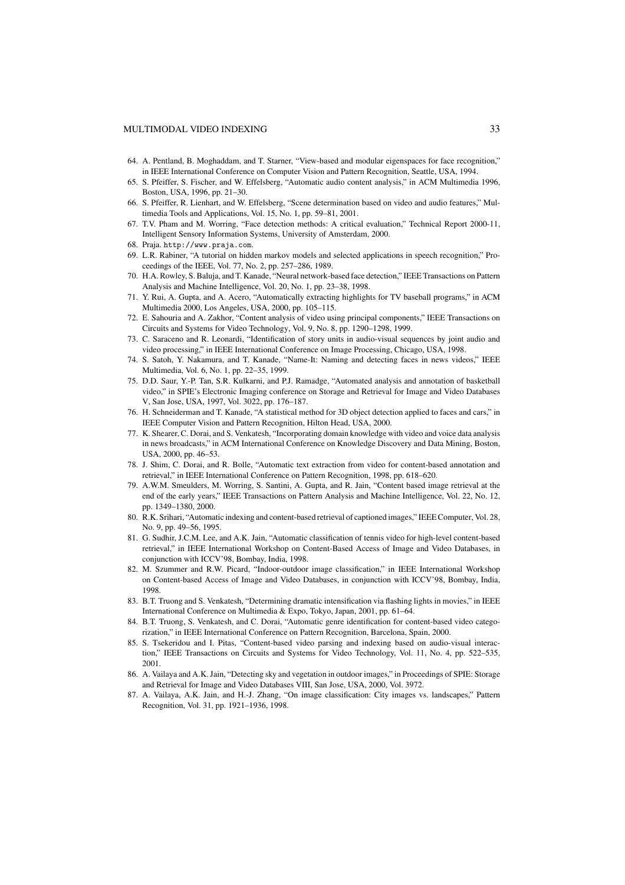64. A. Pentland, B. Moghaddam, and T. Starner, "View-based and modular eigenspaces for face recognition," in IEEE International Conference on Computer Vision and Pattern Recognition, Seattle, USA, 1994.
65. S. Pfeiffer, S. Fischer, and W. Effelsberg, "Automatic audio content analysis," in ACM Multimedia 1996, Boston, USA, 1996, pp. 21–30.
66. S. Pfeiffer, R. Lienhart, and W. Effelsberg, "Scene determination based on video and audio features," Multimedia Tools and Applications, Vol. 15, No. 1, pp. 59–81, 2001.
67. T.V. Pham and M. Worring, "Face detection methods: A critical evaluation," Technical Report 2000-11, Intelligent Sensory Information Systems, University of Amsterdam, 2000.
68. Praja. `http://www.praja.com`.
69. L.R. Rabiner, "A tutorial on hidden markov models and selected applications in speech recognition," Proceedings of the IEEE, Vol. 77, No. 2, pp. 257–286, 1989.
70. H.A. Rowley, S. Baluja, and T. Kanade, "Neural network-based face detection," IEEE Transactions on Pattern Analysis and Machine Intelligence, Vol. 20, No. 1, pp. 23–38, 1998.
71. Y. Rui, A. Gupta, and A. Acero, "Automatically extracting highlights for TV baseball programs," in ACM Multimedia 2000, Los Angeles, USA, 2000, pp. 105–115.
72. E. Sahouria and A. Zakhor, "Content analysis of video using principal components," IEEE Transactions on Circuits and Systems for Video Technology, Vol. 9, No. 8, pp. 1290–1298, 1999.
73. C. Saraceno and R. Leonardi, "Identification of story units in audio-visual sequences by joint audio and video processing," in IEEE International Conference on Image Processing, Chicago, USA, 1998.
74. S. Satoh, Y. Nakamura, and T. Kanade, "Name-It: Naming and detecting faces in news videos," IEEE Multimedia, Vol. 6, No. 1, pp. 22–35, 1999.
75. D.D. Saur, Y.-P. Tan, S.R. Kulkarni, and P.J. Ramadge, "Automated analysis and annotation of basketball video," in SPIE's Electronic Imaging conference on Storage and Retrieval for Image and Video Databases V, San Jose, USA, 1997, Vol. 3022, pp. 176–187.
76. H. Schneiderman and T. Kanade, "A statistical method for 3D object detection applied to faces and cars," in IEEE Computer Vision and Pattern Recognition, Hilton Head, USA, 2000.
77. K. Shearer, C. Dorai, and S. Venkatesh, "Incorporating domain knowledge with video and voice data analysis in news broadcasts," in ACM International Conference on Knowledge Discovery and Data Mining, Boston, USA, 2000, pp. 46–53.
78. J. Shim, C. Dorai, and R. Bolle, "Automatic text extraction from video for content-based annotation and retrieval," in IEEE International Conference on Pattern Recognition, 1998, pp. 618–620.
79. A.W.M. Smeulders, M. Worring, S. Santini, A. Gupta, and R. Jain, "Content based image retrieval at the end of the early years," IEEE Transactions on Pattern Analysis and Machine Intelligence, Vol. 22, No. 12, pp. 1349–1380, 2000.
80. R.K. Srihari, "Automatic indexing and content-based retrieval of captioned images," IEEE Computer, Vol. 28, No. 9, pp. 49–56, 1995.
81. G. Sudhir, J.C.M. Lee, and A.K. Jain, "Automatic classification of tennis video for high-level content-based retrieval," in IEEE International Workshop on Content-Based Access of Image and Video Databases, in conjunction with ICCV'98, Bombay, India, 1998.
82. M. Szummer and R.W. Picard, "Indoor-outdoor image classification," in IEEE International Workshop on Content-based Access of Image and Video Databases, in conjunction with ICCV'98, Bombay, India, 1998.
83. B.T. Truong and S. Venkatesh, "Determining dramatic intensification via flashing lights in movies," in IEEE International Conference on Multimedia & Expo, Tokyo, Japan, 2001, pp. 61–64.
84. B.T. Truong, S. Venkatesh, and C. Dorai, "Automatic genre identification for content-based video categorization," in IEEE International Conference on Pattern Recognition, Barcelona, Spain, 2000.
85. S. Tsekeridou and I. Pitas, "Content-based video parsing and indexing based on audio-visual interaction," IEEE Transactions on Circuits and Systems for Video Technology, Vol. 11, No. 4, pp. 522–535, 2001.
86. A. Vailaya and A.K. Jain, "Detecting sky and vegetation in outdoor images," in Proceedings of SPIE: Storage and Retrieval for Image and Video Databases VIII, San Jose, USA, 2000, Vol. 3972.
87. A. Vailaya, A.K. Jain, and H.-J. Zhang, "On image classification: City images vs. landscapes," Pattern Recognition, Vol. 31, pp. 1921–1936, 1998.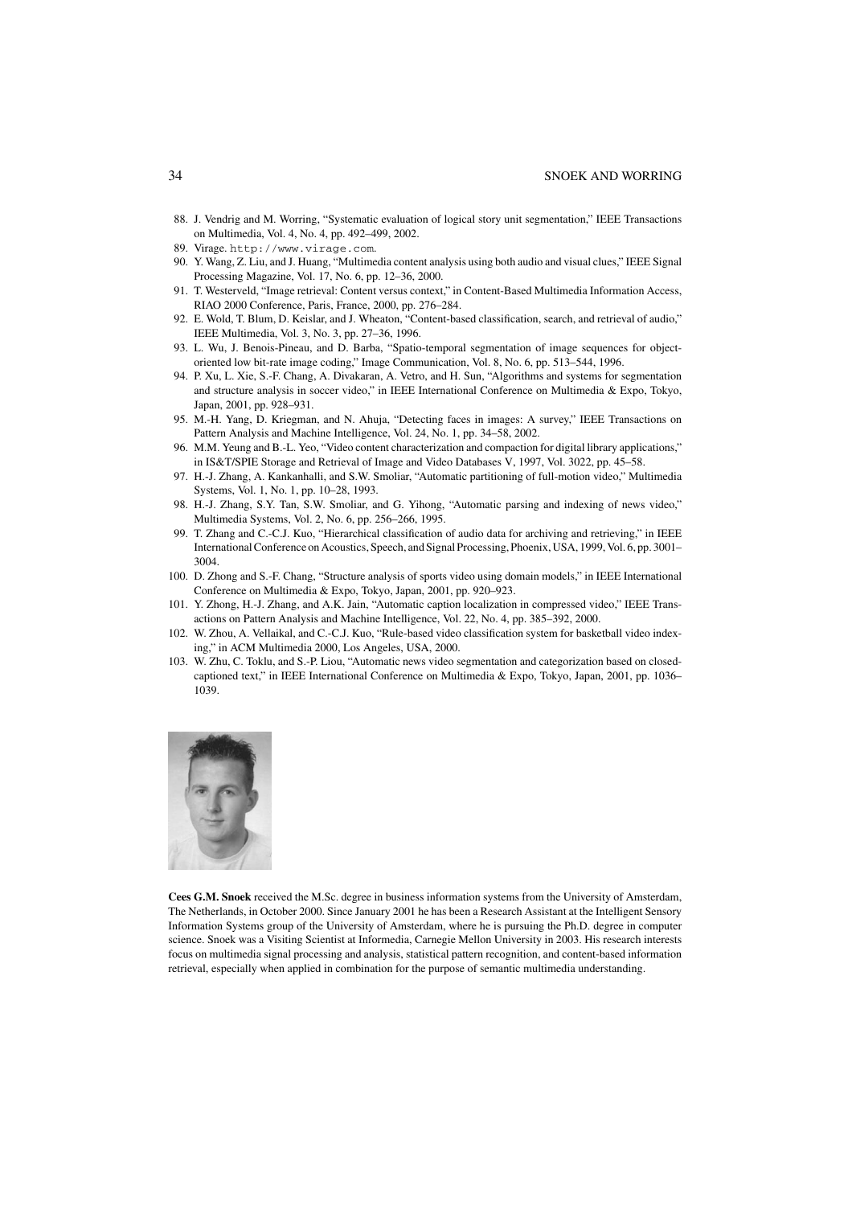88. J. Vendrig and M. Worring, "Systematic evaluation of logical story unit segmentation," IEEE Transactions on Multimedia, Vol. 4, No. 4, pp. 492–499, 2002.
89. Virage. http://www.virage.com.
90. Y. Wang, Z. Liu, and J. Huang, "Multimedia content analysis using both audio and visual clues," IEEE Signal Processing Magazine, Vol. 17, No. 6, pp. 12–36, 2000.
91. T. Westerveld, "Image retrieval: Content versus context," in Content-Based Multimedia Information Access, RIAO 2000 Conference, Paris, France, 2000, pp. 276–284.
92. E. Wold, T. Blum, D. Keislar, and J. Wheaton, "Content-based classification, search, and retrieval of audio," IEEE Multimedia, Vol. 3, No. 3, pp. 27–36, 1996.
93. L. Wu, J. Benois-Pineau, and D. Barba, "Spatio-temporal segmentation of image sequences for object-oriented low bit-rate image coding," Image Communication, Vol. 8, No. 6, pp. 513–544, 1996.
94. P. Xu, L. Xie, S.-F. Chang, A. Divakaran, A. Vetro, and H. Sun, "Algorithms and systems for segmentation and structure analysis in soccer video," in IEEE International Conference on Multimedia & Expo, Tokyo, Japan, 2001, pp. 928–931.
95. M.-H. Yang, D. Kriegman, and N. Ahuja, "Detecting faces in images: A survey," IEEE Transactions on Pattern Analysis and Machine Intelligence, Vol. 24, No. 1, pp. 34–58, 2002.
96. M.M. Yeung and B.-L. Yeo, "Video content characterization and compaction for digital library applications," in IS&T/SPIE Storage and Retrieval of Image and Video Databases V, 1997, Vol. 3022, pp. 45–58.
97. H.-J. Zhang, A. Kankanhalli, and S.W. Smoliar, "Automatic partitioning of full-motion video," Multimedia Systems, Vol. 1, No. 1, pp. 10–28, 1993.
98. H.-J. Zhang, S.Y. Tan, S.W. Smoliar, and G. Yihong, "Automatic parsing and indexing of news video," Multimedia Systems, Vol. 2, No. 6, pp. 256–266, 1995.
99. T. Zhang and C.-C.J. Kuo, "Hierarchical classification of audio data for archiving and retrieving," in IEEE International Conference on Acoustics, Speech, and Signal Processing, Phoenix, USA, 1999, Vol. 6, pp. 3001–3004.
100. D. Zhong and S.-F. Chang, "Structure analysis of sports video using domain models," in IEEE International Conference on Multimedia & Expo, Tokyo, Japan, 2001, pp. 920–923.
101. Y. Zhong, H.-J. Zhang, and A.K. Jain, "Automatic caption localization in compressed video," IEEE Transactions on Pattern Analysis and Machine Intelligence, Vol. 22, No. 4, pp. 385–392, 2000.
102. W. Zhou, A. Vellaikal, and C.-C.J. Kuo, "Rule-based video classification system for basketball video indexing," in ACM Multimedia 2000, Los Angeles, USA, 2000.
103. W. Zhu, C. Toklu, and S.-P. Liou, "Automatic news video segmentation and categorization based on closed-captioned text," in IEEE International Conference on Multimedia & Expo, Tokyo, Japan, 2001, pp. 1036–1039.

**Cees G.M. Snoek** received the M.Sc. degree in business information systems from the University of Amsterdam, The Netherlands, in October 2000. Since January 2001 he has been a Research Assistant at the Intelligent Sensory Information Systems group of the University of Amsterdam, where he is pursuing the Ph.D. degree in computer science. Snoek was a Visiting Scientist at Informedia, Carnegie Mellon University in 2003. His research interests focus on multimedia signal processing and analysis, statistical pattern recognition, and content-based information retrieval, especially when applied in combination for the purpose of semantic multimedia understanding.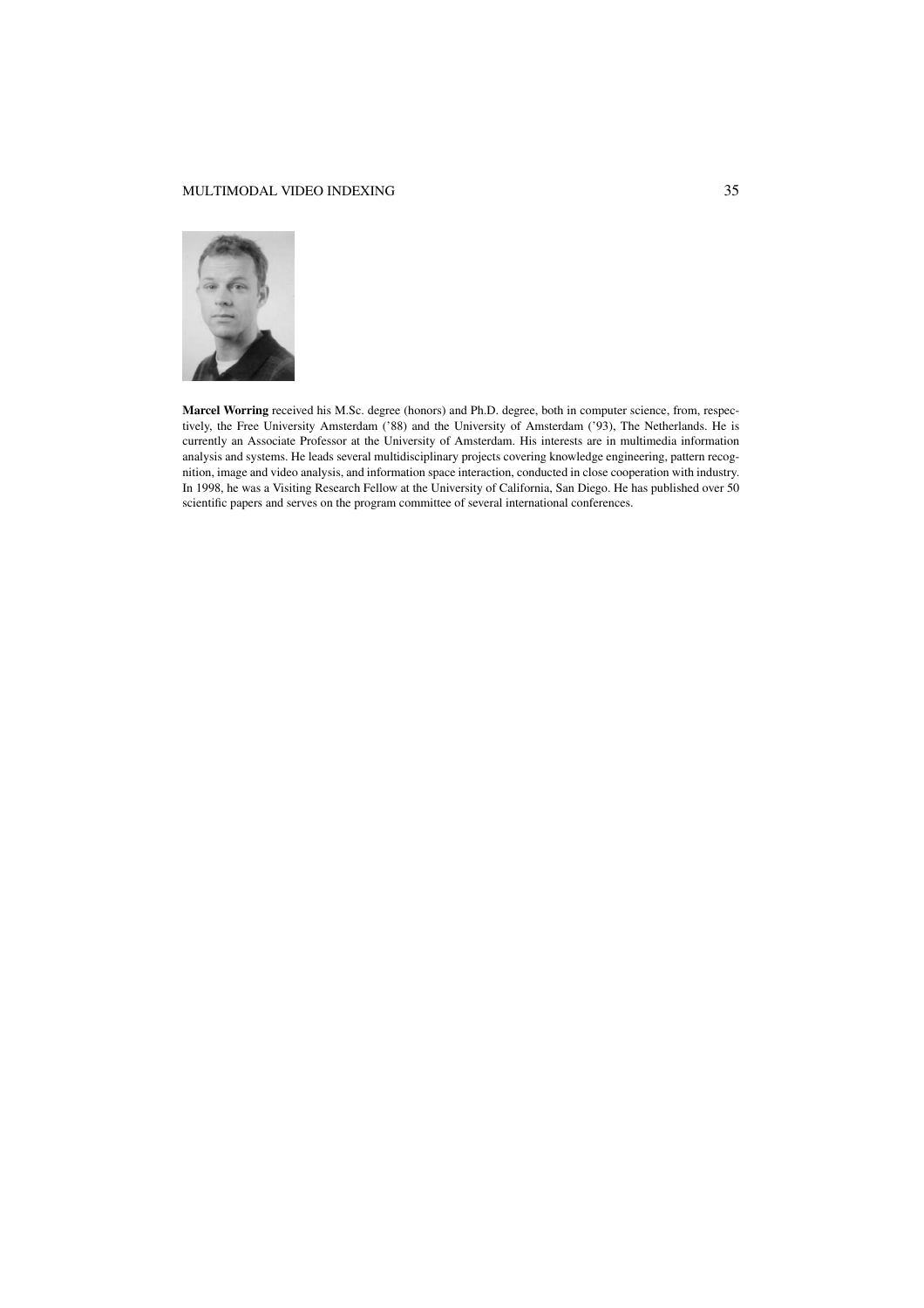**Marcel Worring** received his M.Sc. degree (honors) and Ph.D. degree, both in computer science, from, respectively, the Free University Amsterdam ('88) and the University of Amsterdam ('93), The Netherlands. He is currently an Associate Professor at the University of Amsterdam. His interests are in multimedia information analysis and systems. He leads several multidisciplinary projects covering knowledge engineering, pattern recognition, image and video analysis, and information space interaction, conducted in close cooperation with industry. In 1998, he was a Visiting Research Fellow at the University of California, San Diego. He has published over 50 scientific papers and serves on the program committee of several international conferences.